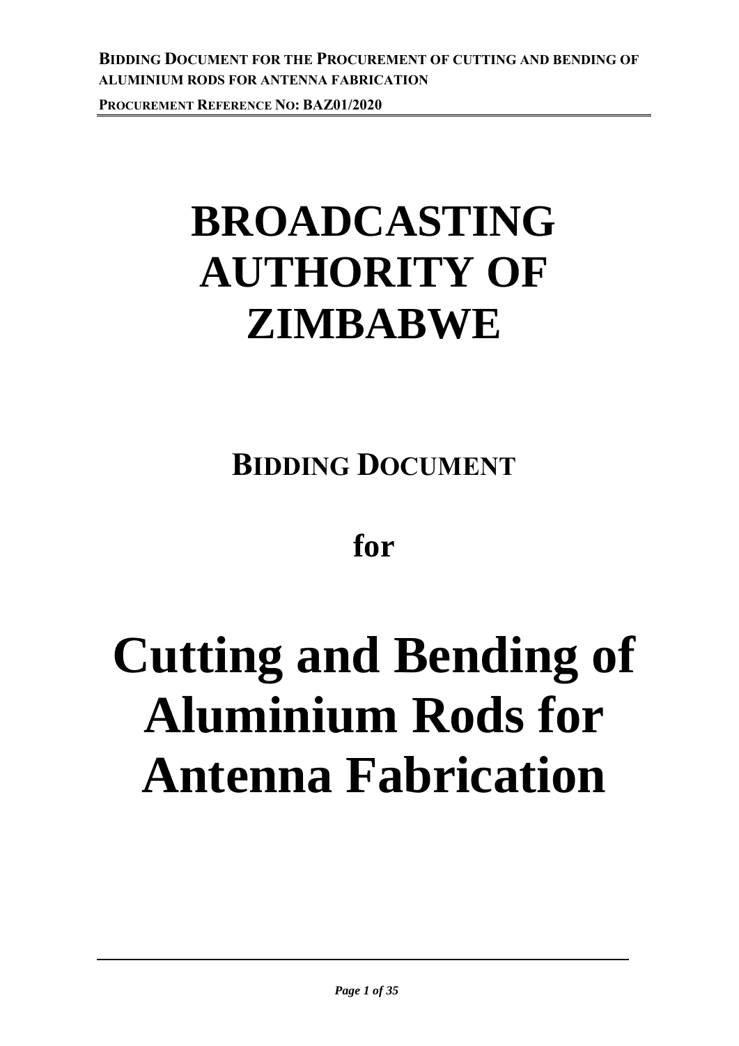# BROADCASTING AUTHORITY OF ZIMBABWE

## BIDDING DOCUMENT

## for

# Cutting and Bending of Aluminium Rods for Antenna Fabrication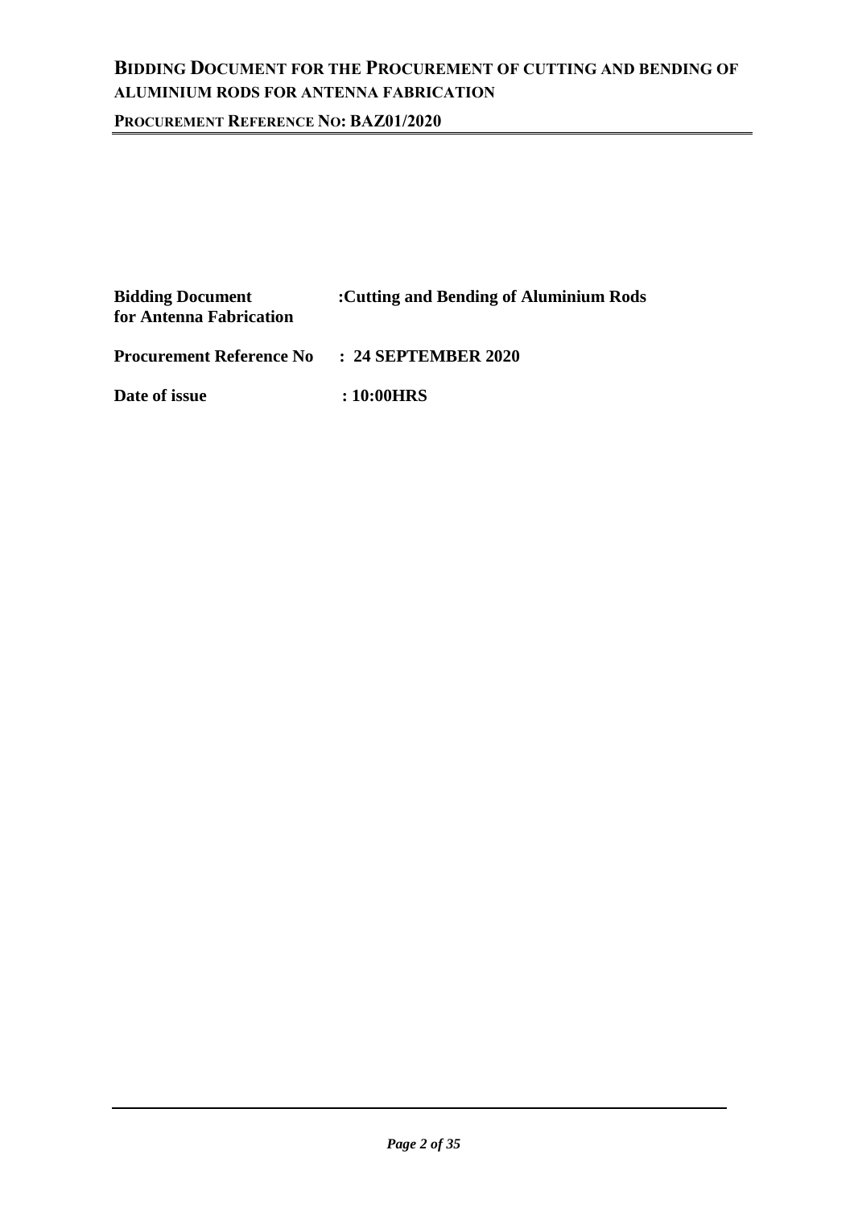# BIDDING DOCUMENT FOR THE PROCUREMENT OF CUTTING AND BENDING OF ALUMINIUM RODS FOR ANTENNA FABRICATION

**PROCUREMENT REFERENCE NO: BAZ01/2020**

| | |
|---|---|
| **Bidding Document for Antenna Fabrication** | **:Cutting and Bending of Aluminium Rods** |
| **Procurement Reference No** | **: 24 SEPTEMBER 2020** |
| **Date of issue** | **: 10:00HRS** |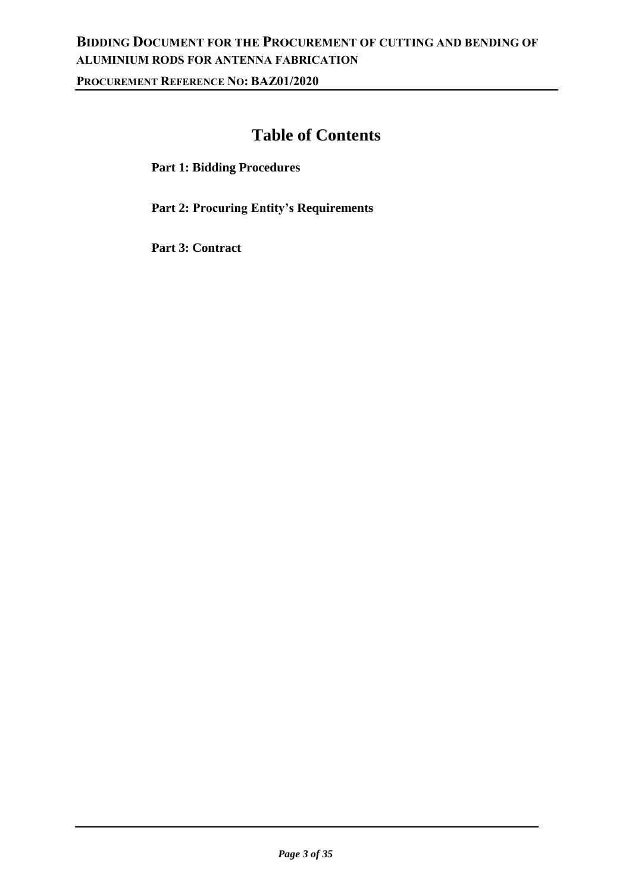# Table of Contents

**Part 1: Bidding Procedures**

**Part 2: Procuring Entity's Requirements**

**Part 3: Contract**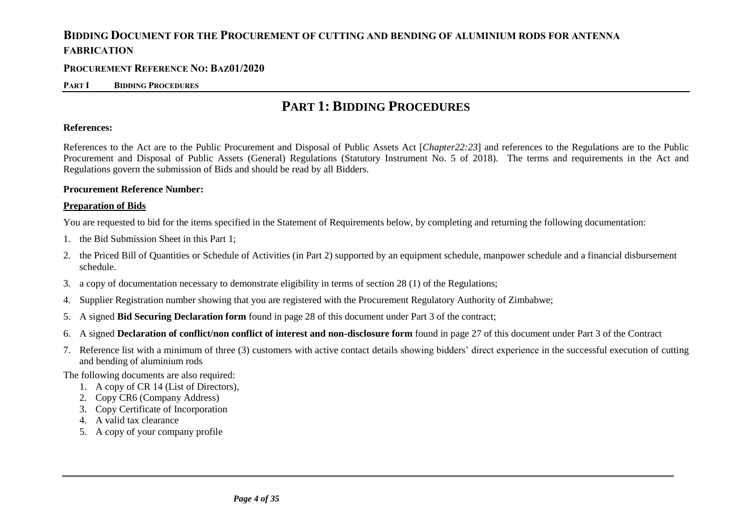# PART 1: BIDDING PROCEDURES

**References:**

References to the Act are to the Public Procurement and Disposal of Public Assets Act [*Chapter22:23*] and references to the Regulations are to the Public Procurement and Disposal of Public Assets (General) Regulations (Statutory Instrument No. 5 of 2018). The terms and requirements in the Act and Regulations govern the submission of Bids and should be read by all Bidders.

**Procurement Reference Number:**

**Preparation of Bids**

You are requested to bid for the items specified in the Statement of Requirements below, by completing and returning the following documentation:

1. the Bid Submission Sheet in this Part 1;
2. the Priced Bill of Quantities or Schedule of Activities (in Part 2) supported by an equipment schedule, manpower schedule and a financial disbursement schedule.
3. a copy of documentation necessary to demonstrate eligibility in terms of section 28 (1) of the Regulations;
4. Supplier Registration number showing that you are registered with the Procurement Regulatory Authority of Zimbabwe;
5. A signed **Bid Securing Declaration form** found in page 28 of this document under Part 3 of the contract;
6. A signed **Declaration of conflict/non conflict of interest and non-disclosure form** found in page 27 of this document under Part 3 of the Contract
7. Reference list with a minimum of three (3) customers with active contact details showing bidders' direct experience in the successful execution of cutting and bending of aluminium rods

The following documents are also required:

1. A copy of CR 14 (List of Directors),
2. Copy CR6 (Company Address)
3. Copy Certificate of Incorporation
4. A valid tax clearance
5. A copy of your company profile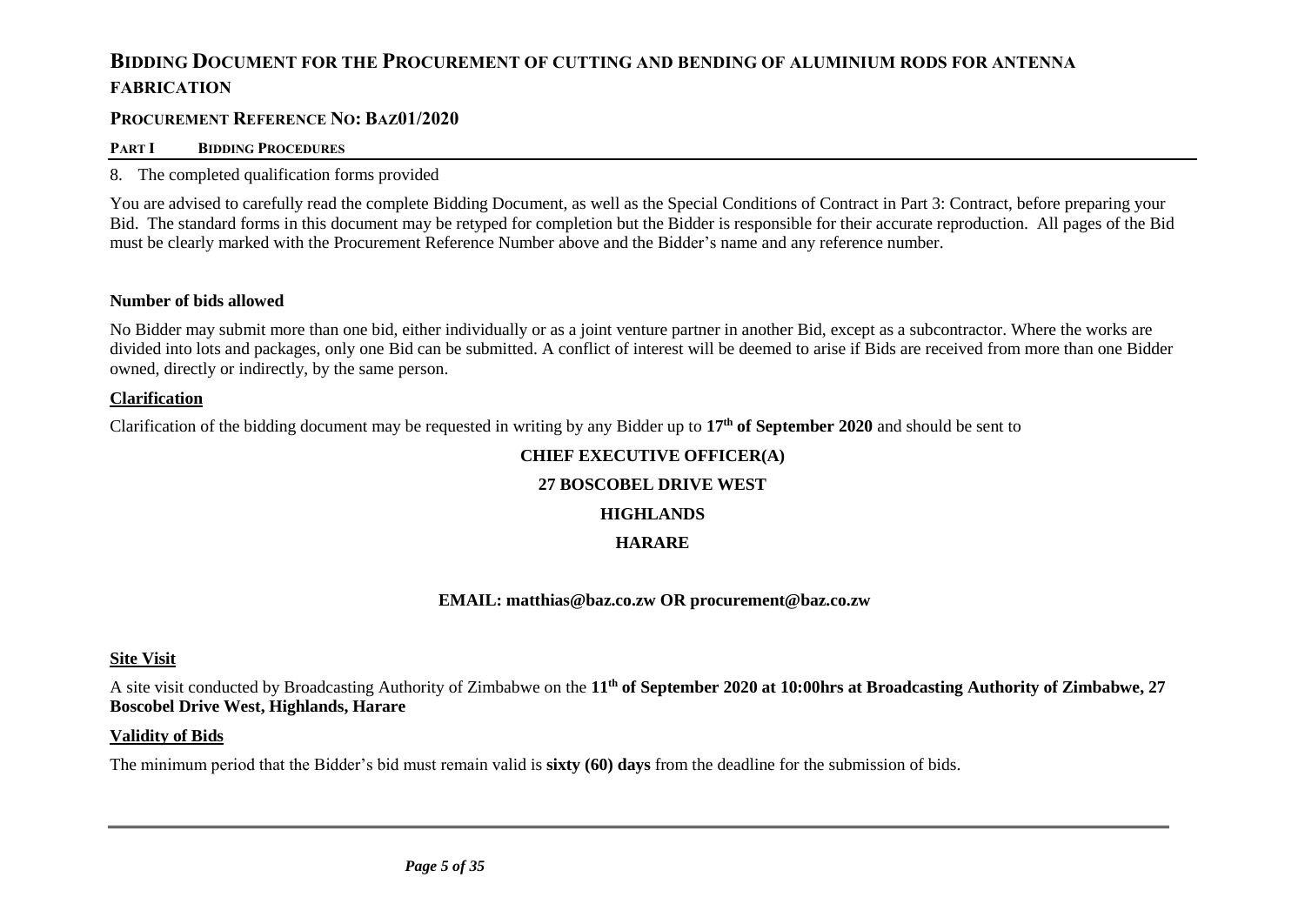8. The completed qualification forms provided

You are advised to carefully read the complete Bidding Document, as well as the Special Conditions of Contract in Part 3: Contract, before preparing your Bid. The standard forms in this document may be retyped for completion but the Bidder is responsible for their accurate reproduction. All pages of the Bid must be clearly marked with the Procurement Reference Number above and the Bidder's name and any reference number.

**Number of bids allowed**

No Bidder may submit more than one bid, either individually or as a joint venture partner in another Bid, except as a subcontractor. Where the works are divided into lots and packages, only one Bid can be submitted. A conflict of interest will be deemed to arise if Bids are received from more than one Bidder owned, directly or indirectly, by the same person.

**Clarification**

Clarification of the bidding document may be requested in writing by any Bidder up to **17th of September 2020** and should be sent to

**CHIEF EXECUTIVE OFFICER(A)**

**27 BOSCOBEL DRIVE WEST**

**HIGHLANDS**

**HARARE**

**EMAIL: matthias@baz.co.zw OR procurement@baz.co.zw**

**Site Visit**

A site visit conducted by Broadcasting Authority of Zimbabwe on the **11th of September 2020 at 10:00hrs at Broadcasting Authority of Zimbabwe, 27 Boscobel Drive West, Highlands, Harare**

**Validity of Bids**

The minimum period that the Bidder's bid must remain valid is **sixty (60) days** from the deadline for the submission of bids.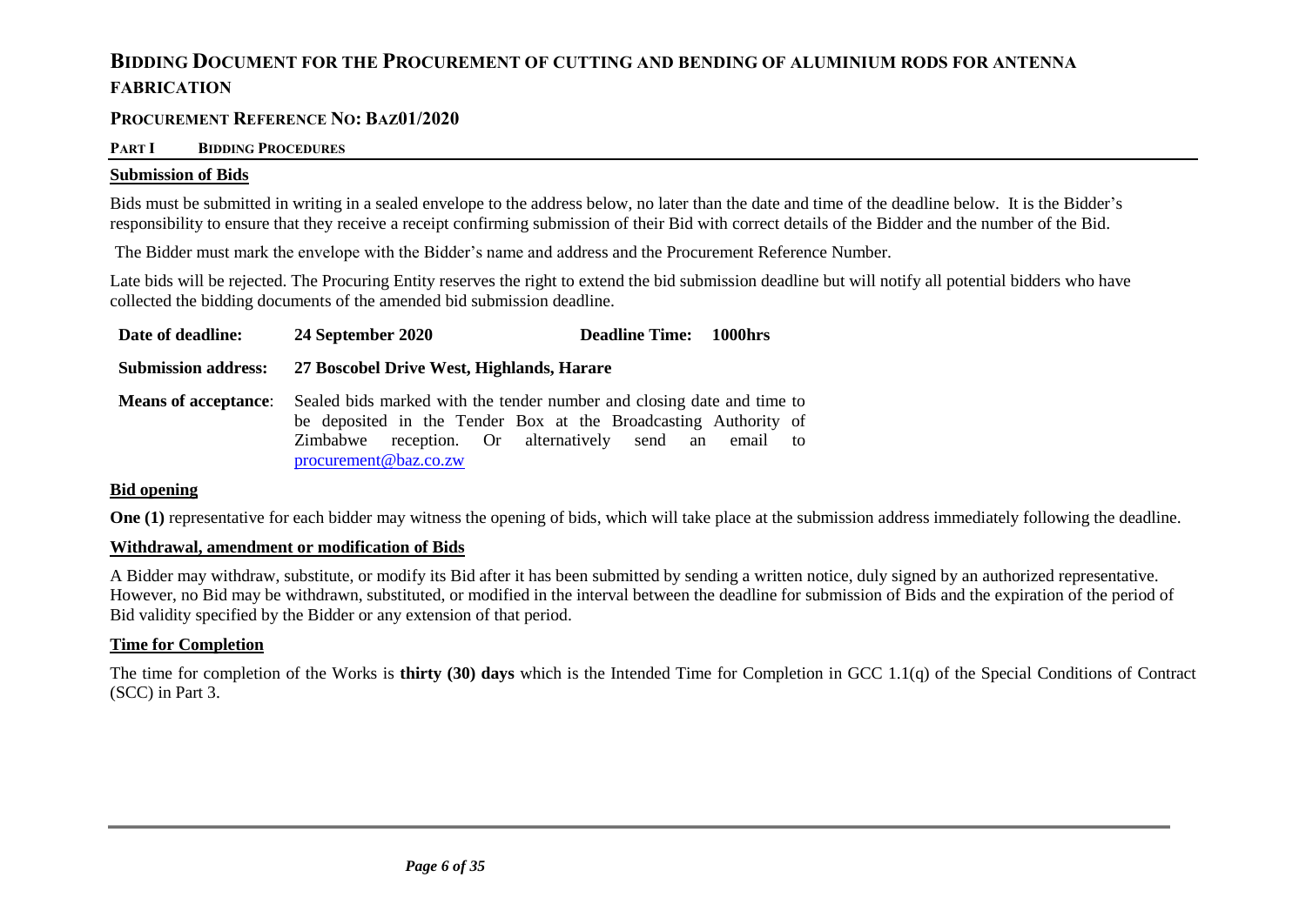# BIDDING DOCUMENT FOR THE PROCUREMENT OF CUTTING AND BENDING OF ALUMINIUM RODS FOR ANTENNA FABRICATION

## PROCUREMENT REFERENCE NO: BAZ01/2020

### PART I BIDDING PROCEDURES

**Submission of Bids**

Bids must be submitted in writing in a sealed envelope to the address below, no later than the date and time of the deadline below. It is the Bidder's responsibility to ensure that they receive a receipt confirming submission of their Bid with correct details of the Bidder and the number of the Bid.

The Bidder must mark the envelope with the Bidder's name and address and the Procurement Reference Number.

Late bids will be rejected. The Procuring Entity reserves the right to extend the bid submission deadline but will notify all potential bidders who have collected the bidding documents of the amended bid submission deadline.

| | | | |
|---|---|---|---|
| **Date of deadline:** | **24 September 2020** | **Deadline Time:** | **1000hrs** |
| **Submission address:** | **27 Boscobel Drive West, Highlands, Harare** | | |
| **Means of acceptance**: | Sealed bids marked with the tender number and closing date and time to be deposited in the Tender Box at the Broadcasting Authority of Zimbabwe reception. Or alternatively send an email to procurement@baz.co.zw | | |

**Bid opening**

**One (1)** representative for each bidder may witness the opening of bids, which will take place at the submission address immediately following the deadline.

**Withdrawal, amendment or modification of Bids**

A Bidder may withdraw, substitute, or modify its Bid after it has been submitted by sending a written notice, duly signed by an authorized representative. However, no Bid may be withdrawn, substituted, or modified in the interval between the deadline for submission of Bids and the expiration of the period of Bid validity specified by the Bidder or any extension of that period.

**Time for Completion**

The time for completion of the Works is **thirty (30) days** which is the Intended Time for Completion in GCC 1.1(q) of the Special Conditions of Contract (SCC) in Part 3.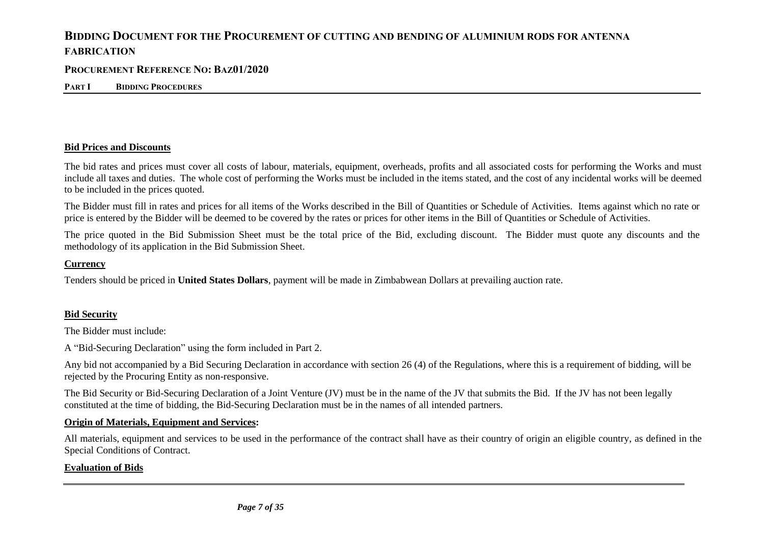**Bid Prices and Discounts**

The bid rates and prices must cover all costs of labour, materials, equipment, overheads, profits and all associated costs for performing the Works and must include all taxes and duties. The whole cost of performing the Works must be included in the items stated, and the cost of any incidental works will be deemed to be included in the prices quoted.

The Bidder must fill in rates and prices for all items of the Works described in the Bill of Quantities or Schedule of Activities. Items against which no rate or price is entered by the Bidder will be deemed to be covered by the rates or prices for other items in the Bill of Quantities or Schedule of Activities.

The price quoted in the Bid Submission Sheet must be the total price of the Bid, excluding discount. The Bidder must quote any discounts and the methodology of its application in the Bid Submission Sheet.

**Currency**

Tenders should be priced in **United States Dollars**, payment will be made in Zimbabwean Dollars at prevailing auction rate.

**Bid Security**

The Bidder must include:

A "Bid-Securing Declaration" using the form included in Part 2.

Any bid not accompanied by a Bid Securing Declaration in accordance with section 26 (4) of the Regulations, where this is a requirement of bidding, will be rejected by the Procuring Entity as non-responsive.

The Bid Security or Bid-Securing Declaration of a Joint Venture (JV) must be in the name of the JV that submits the Bid. If the JV has not been legally constituted at the time of bidding, the Bid-Securing Declaration must be in the names of all intended partners.

**Origin of Materials, Equipment and Services:**

All materials, equipment and services to be used in the performance of the contract shall have as their country of origin an eligible country, as defined in the Special Conditions of Contract.

**Evaluation of Bids**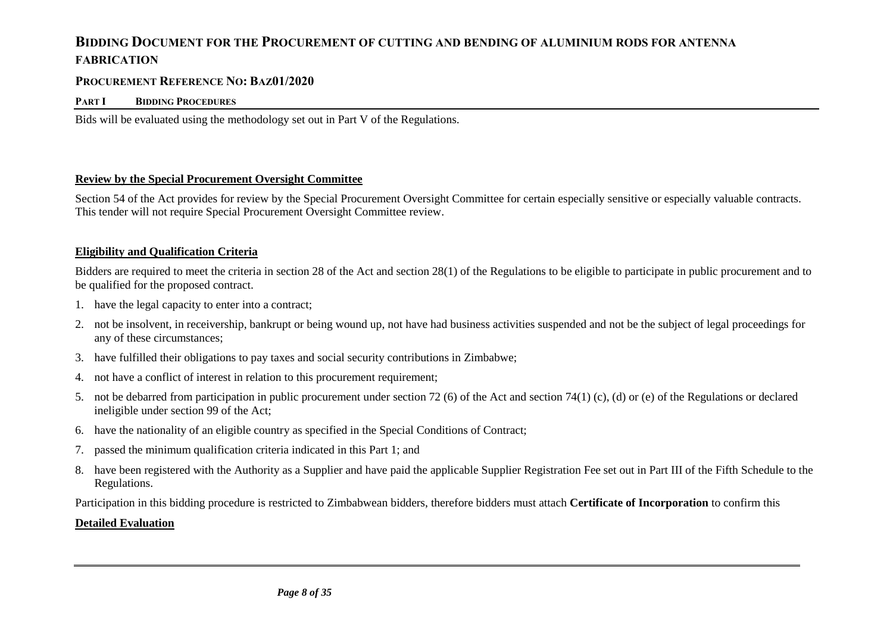Bids will be evaluated using the methodology set out in Part V of the Regulations.

**Review by the Special Procurement Oversight Committee**

Section 54 of the Act provides for review by the Special Procurement Oversight Committee for certain especially sensitive or especially valuable contracts. This tender will not require Special Procurement Oversight Committee review.

**Eligibility and Qualification Criteria**

Bidders are required to meet the criteria in section 28 of the Act and section 28(1) of the Regulations to be eligible to participate in public procurement and to be qualified for the proposed contract.

1. have the legal capacity to enter into a contract;
2. not be insolvent, in receivership, bankrupt or being wound up, not have had business activities suspended and not be the subject of legal proceedings for any of these circumstances;
3. have fulfilled their obligations to pay taxes and social security contributions in Zimbabwe;
4. not have a conflict of interest in relation to this procurement requirement;
5. not be debarred from participation in public procurement under section 72 (6) of the Act and section 74(1) (c), (d) or (e) of the Regulations or declared ineligible under section 99 of the Act;
6. have the nationality of an eligible country as specified in the Special Conditions of Contract;
7. passed the minimum qualification criteria indicated in this Part 1; and
8. have been registered with the Authority as a Supplier and have paid the applicable Supplier Registration Fee set out in Part III of the Fifth Schedule to the Regulations.

Participation in this bidding procedure is restricted to Zimbabwean bidders, therefore bidders must attach **Certificate of Incorporation** to confirm this

**Detailed Evaluation**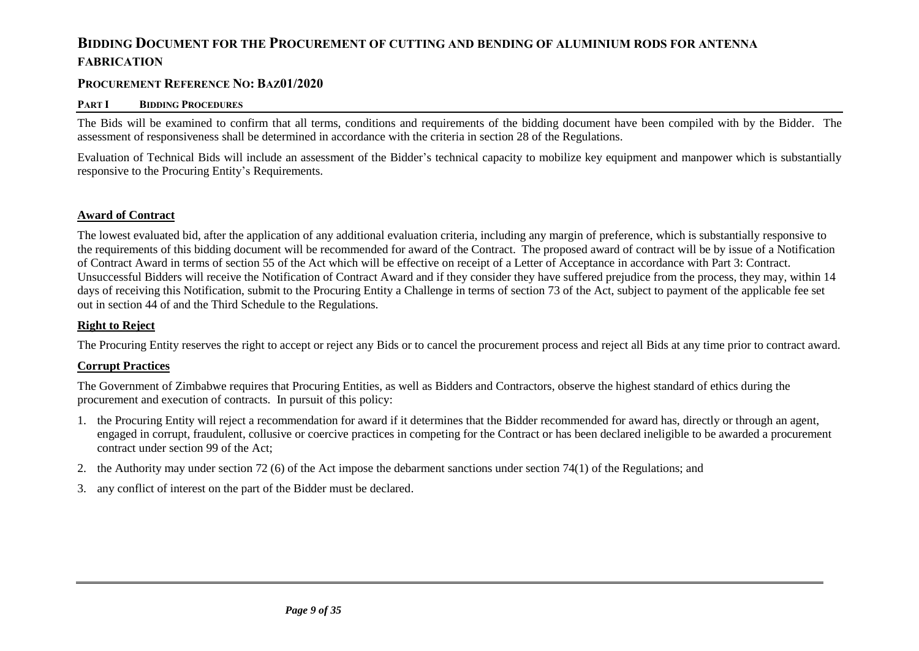# Bidding Document for the Procurement of cutting and bending of aluminium rods for antenna fabrication

## Procurement Reference No: Baz01/2020

### Part I Bidding Procedures

The Bids will be examined to confirm that all terms, conditions and requirements of the bidding document have been compiled with by the Bidder. The assessment of responsiveness shall be determined in accordance with the criteria in section 28 of the Regulations.

Evaluation of Technical Bids will include an assessment of the Bidder's technical capacity to mobilize key equipment and manpower which is substantially responsive to the Procuring Entity's Requirements.

**Award of Contract**

The lowest evaluated bid, after the application of any additional evaluation criteria, including any margin of preference, which is substantially responsive to the requirements of this bidding document will be recommended for award of the Contract. The proposed award of contract will be by issue of a Notification of Contract Award in terms of section 55 of the Act which will be effective on receipt of a Letter of Acceptance in accordance with Part 3: Contract. Unsuccessful Bidders will receive the Notification of Contract Award and if they consider they have suffered prejudice from the process, they may, within 14 days of receiving this Notification, submit to the Procuring Entity a Challenge in terms of section 73 of the Act, subject to payment of the applicable fee set out in section 44 of and the Third Schedule to the Regulations.

**Right to Reject**

The Procuring Entity reserves the right to accept or reject any Bids or to cancel the procurement process and reject all Bids at any time prior to contract award.

**Corrupt Practices**

The Government of Zimbabwe requires that Procuring Entities, as well as Bidders and Contractors, observe the highest standard of ethics during the procurement and execution of contracts. In pursuit of this policy:

1. the Procuring Entity will reject a recommendation for award if it determines that the Bidder recommended for award has, directly or through an agent, engaged in corrupt, fraudulent, collusive or coercive practices in competing for the Contract or has been declared ineligible to be awarded a procurement contract under section 99 of the Act;
2. the Authority may under section 72 (6) of the Act impose the debarment sanctions under section 74(1) of the Regulations; and
3. any conflict of interest on the part of the Bidder must be declared.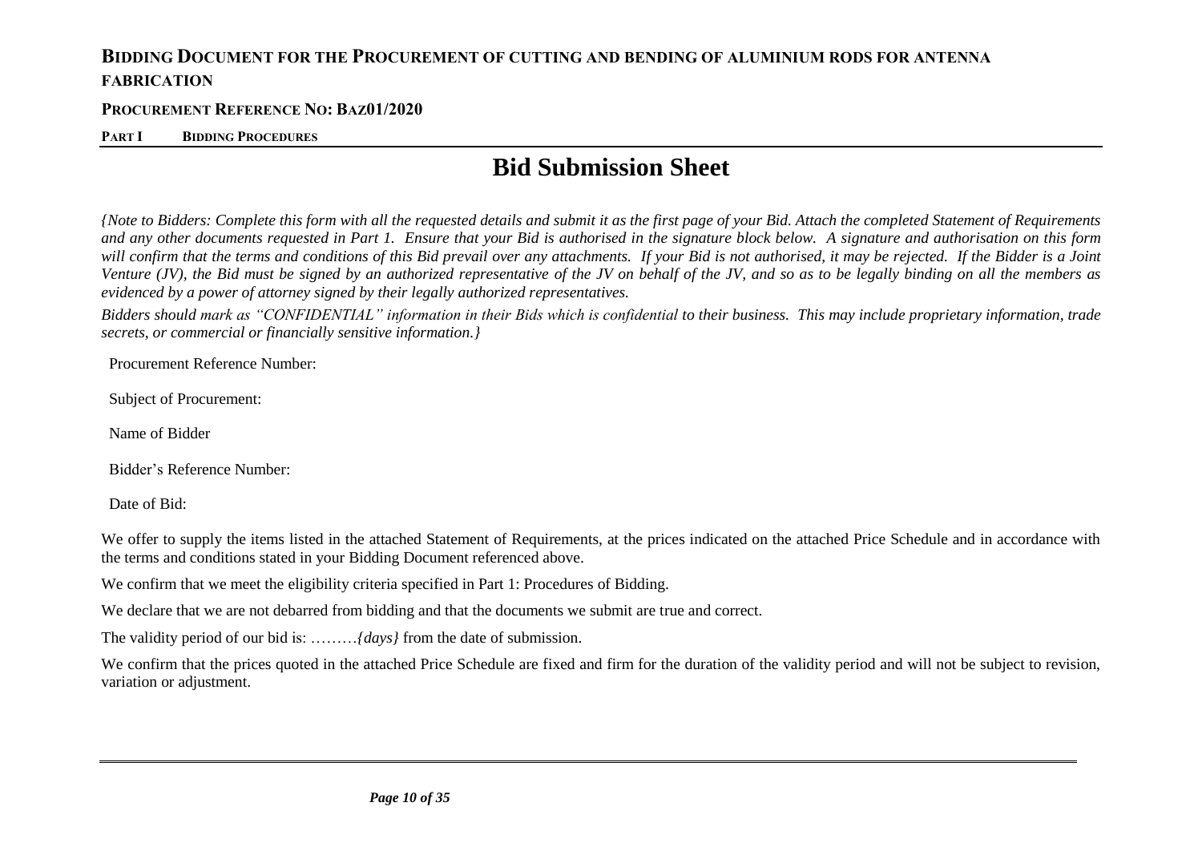# Bid Submission Sheet

*{Note to Bidders: Complete this form with all the requested details and submit it as the first page of your Bid. Attach the completed Statement of Requirements and any other documents requested in Part 1. Ensure that your Bid is authorised in the signature block below. A signature and authorisation on this form will confirm that the terms and conditions of this Bid prevail over any attachments. If your Bid is not authorised, it may be rejected. If the Bidder is a Joint Venture (JV), the Bid must be signed by an authorized representative of the JV on behalf of the JV, and so as to be legally binding on all the members as evidenced by a power of attorney signed by their legally authorized representatives.*

*Bidders should mark as "CONFIDENTIAL" information in their Bids which is confidential to their business. This may include proprietary information, trade secrets, or commercial or financially sensitive information.}*

Procurement Reference Number:

Subject of Procurement:

Name of Bidder

Bidder's Reference Number:

Date of Bid:

We offer to supply the items listed in the attached Statement of Requirements, at the prices indicated on the attached Price Schedule and in accordance with the terms and conditions stated in your Bidding Document referenced above.

We confirm that we meet the eligibility criteria specified in Part 1: Procedures of Bidding.

We declare that we are not debarred from bidding and that the documents we submit are true and correct.

The validity period of our bid is: ………*{days}* from the date of submission.

We confirm that the prices quoted in the attached Price Schedule are fixed and firm for the duration of the validity period and will not be subject to revision, variation or adjustment.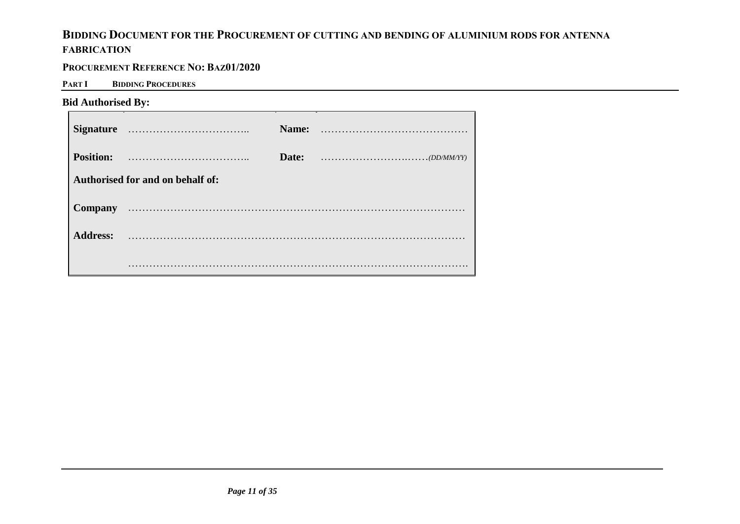**Bid Authorised By:**

| | | | |
|---|---|---|---|
| **Signature** | …………………………….. | **Name:** | …………………………………… |
| **Position:** | …………………………….. | **Date:** | ………………………..……*(DD/MM/YY)* |
| **Authorised for and on behalf of:** | | | |
| **Company** | …………………………………………………………………………… | | |
| **Address:** | …………………………………………………………………………… | | |
| | ……………………………………………………………………………. | | |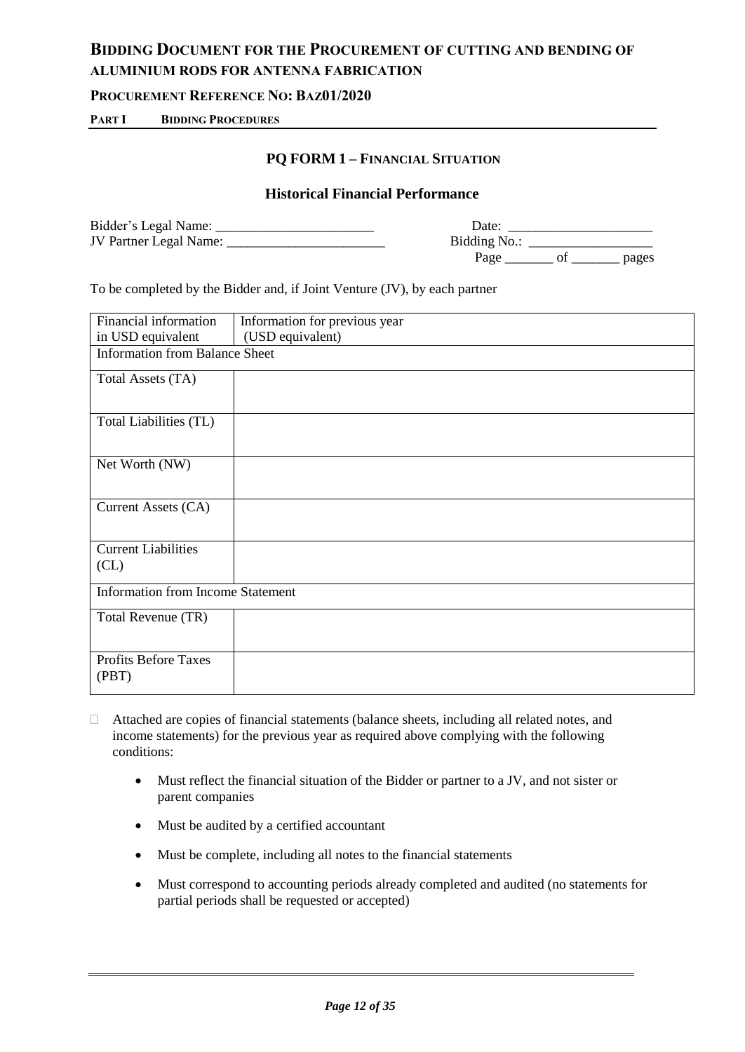### PQ FORM 1 – FINANCIAL SITUATION

#### Historical Financial Performance

Bidder's Legal Name: _______________________ Date: _____________________

JV Partner Legal Name: _______________________ Bidding No.: __________________

Page _______ of _______ pages

To be completed by the Bidder and, if Joint Venture (JV), by each partner

| Financial information in USD equivalent | Information for previous year (USD equivalent) |
|---|---|
| **Information from Balance Sheet** | |
| Total Assets (TA) | |
| Total Liabilities (TL) | |
| Net Worth (NW) | |
| Current Assets (CA) | |
| Current Liabilities (CL) | |
| **Information from Income Statement** | |
| Total Revenue (TR) | |
| Profits Before Taxes (PBT) | |

☐ Attached are copies of financial statements (balance sheets, including all related notes, and income statements) for the previous year as required above complying with the following conditions:

- Must reflect the financial situation of the Bidder or partner to a JV, and not sister or parent companies
- Must be audited by a certified accountant
- Must be complete, including all notes to the financial statements
- Must correspond to accounting periods already completed and audited (no statements for partial periods shall be requested or accepted)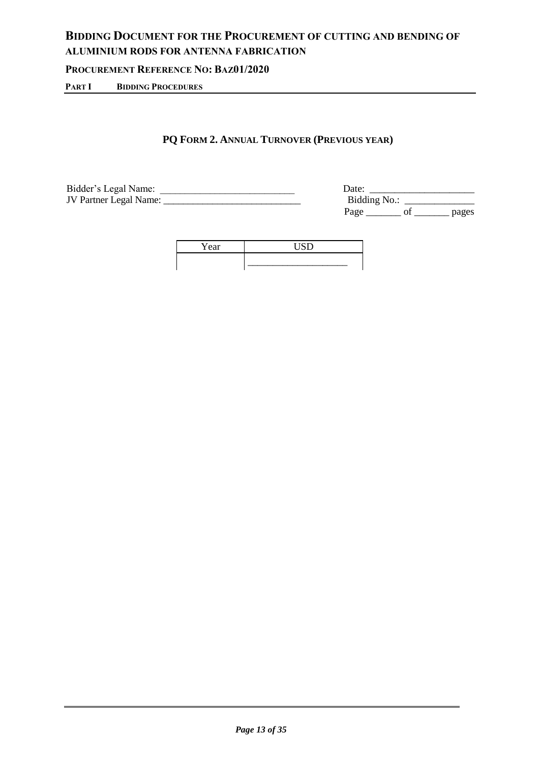### PQ FORM 2. ANNUAL TURNOVER (PREVIOUS YEAR)

Bidder's Legal Name: ____________________________ Date: ______________________

JV Partner Legal Name: ____________________________ Bidding No.: ______________

Page _______ of _______ pages

| Year | USD |
|---|---|
| | ____________________ |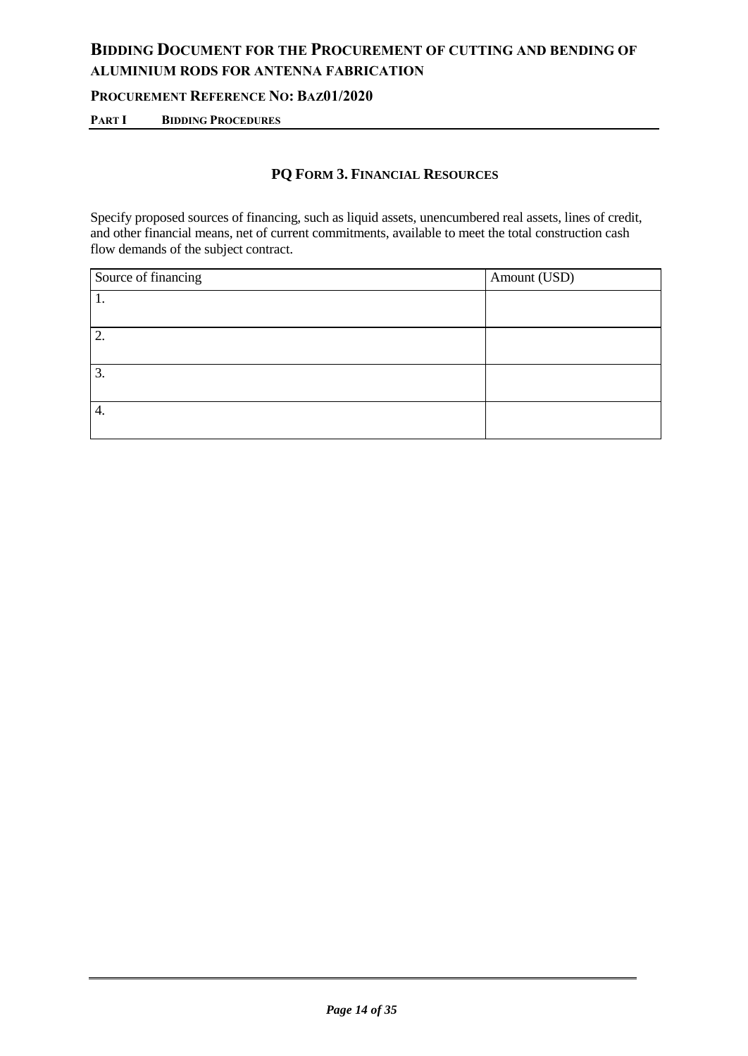## PQ Form 3. Financial Resources

Specify proposed sources of financing, such as liquid assets, unencumbered real assets, lines of credit, and other financial means, net of current commitments, available to meet the total construction cash flow demands of the subject contract.

| Source of financing | Amount (USD) |
|---|---|
| 1. | |
| 2. | |
| 3. | |
| 4. | |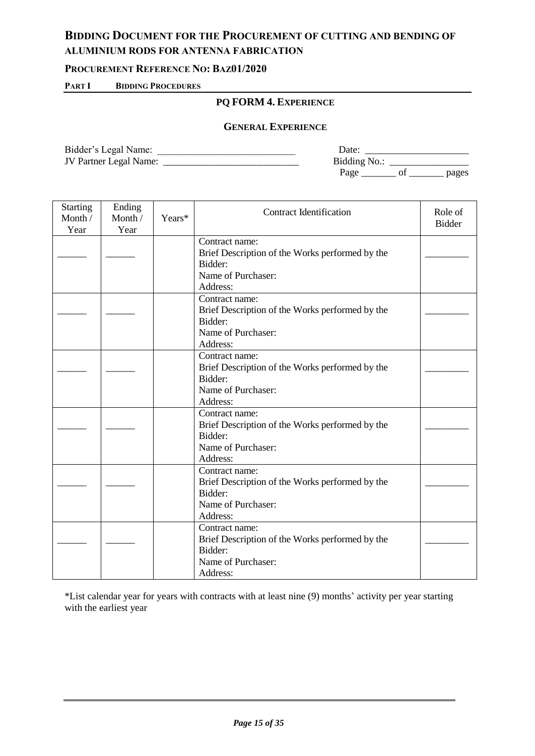## PQ FORM 4. EXPERIENCE

### GENERAL EXPERIENCE

Bidder's Legal Name: ___________________________ Date: ____________________

JV Partner Legal Name: ___________________________ Bidding No.: _______________

Page _______ of _______ pages

| Starting Month / Year | Ending Month / Year | Years* | Contract Identification | Role of Bidder |
|---|---|---|---|---|
| ______ | ______ | | Contract name:<br>Brief Description of the Works performed by the Bidder:<br>Name of Purchaser:<br>Address: | _________ |
| ______ | ______ | | Contract name:<br>Brief Description of the Works performed by the Bidder:<br>Name of Purchaser:<br>Address: | _________ |
| ______ | ______ | | Contract name:<br>Brief Description of the Works performed by the Bidder:<br>Name of Purchaser:<br>Address: | _________ |
| ______ | ______ | | Contract name:<br>Brief Description of the Works performed by the Bidder:<br>Name of Purchaser:<br>Address: | _________ |
| ______ | ______ | | Contract name:<br>Brief Description of the Works performed by the Bidder:<br>Name of Purchaser:<br>Address: | _________ |
| ______ | ______ | | Contract name:<br>Brief Description of the Works performed by the Bidder:<br>Name of Purchaser:<br>Address: | _________ |

*List calendar year for years with contracts with at least nine (9) months' activity per year starting with the earliest year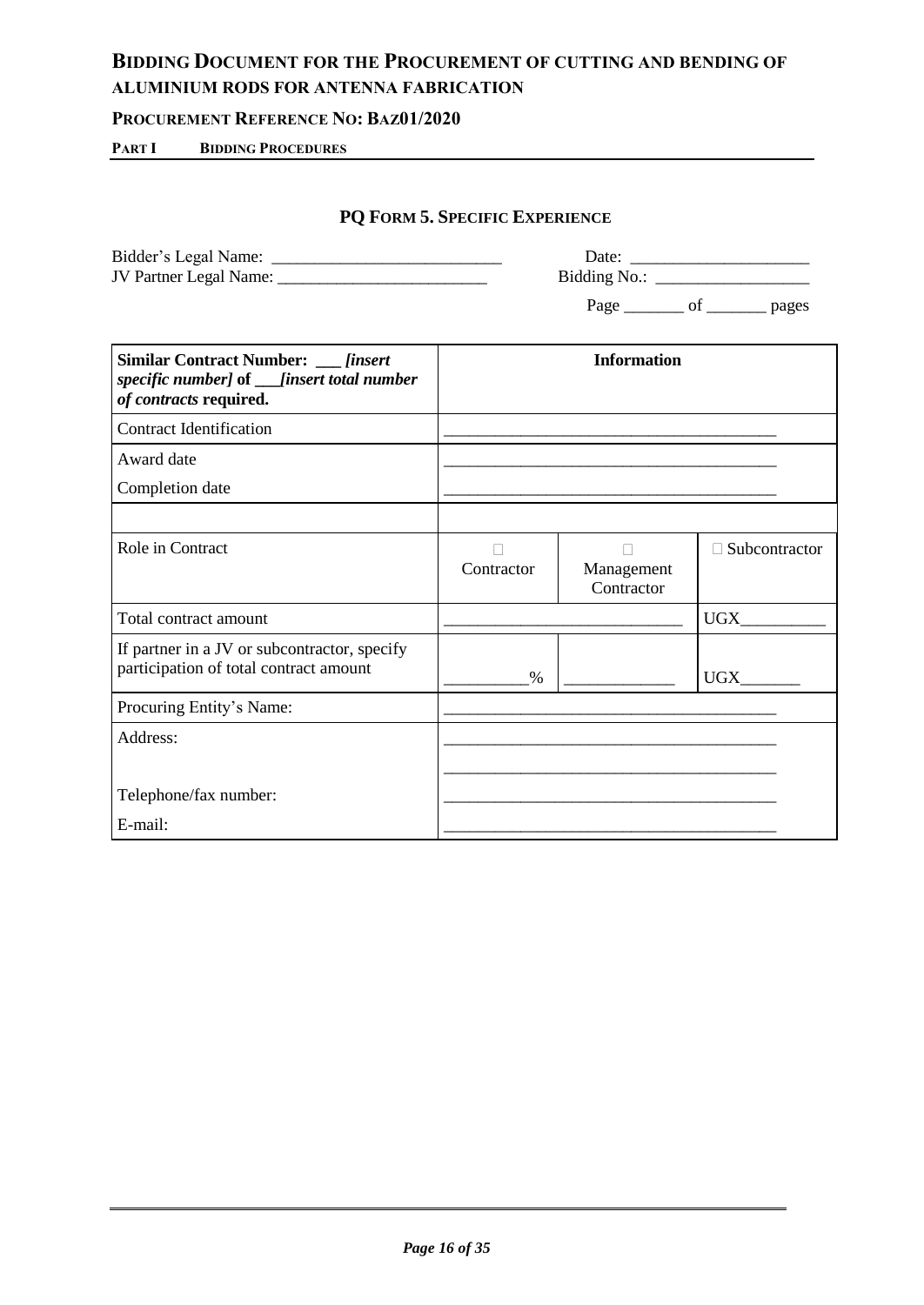### PQ FORM 5. SPECIFIC EXPERIENCE

Bidder's Legal Name: ___________________________ Date: _____________________

JV Partner Legal Name: _________________________ Bidding No.: __________________

Page _______ of _______ pages

| **Similar Contract Number: ___ *[insert specific number]* of ___*[insert total number of contracts* required.** | **Information** | | |
|---|---|---|---|
| Contract Identification | _______________________________________ | | |
| Award date<br>Completion date | _______________________________________<br>_______________________________________ | | |
| | | | |
| Role in Contract | ☐ Contractor | ☐ Management Contractor | ☐ Subcontractor |
| Total contract amount | ___________________________ | | UGX__________ |
| If partner in a JV or subcontractor, specify participation of total contract amount | _________% | _____________ | UGX_______ |
| Procuring Entity's Name: | _______________________________________ | | |
| Address:<br><br>Telephone/fax number:<br>E-mail: | _______________________________________<br>_______________________________________<br>_______________________________________<br>_______________________________________ | | |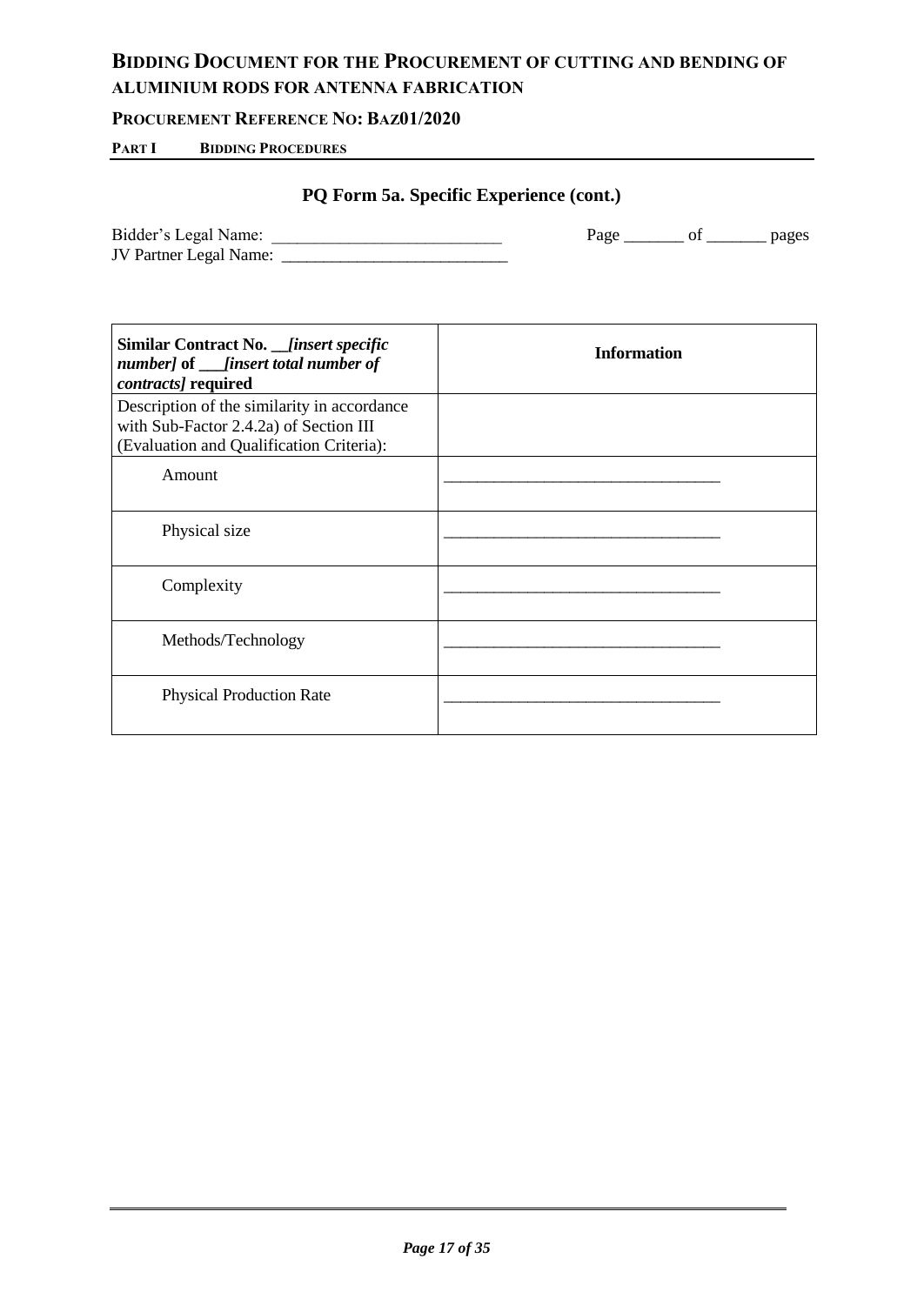## PQ Form 5a. Specific Experience (cont.)

Bidder's Legal Name: ___________________________ Page _______ of _______ pages
JV Partner Legal Name: ___________________________

| **Similar Contract No. __*[insert specific number]* of ___*[insert total number of contracts]* required** | **Information** |
|---|---|
| Description of the similarity in accordance with Sub-Factor 2.4.2a) of Section III (Evaluation and Qualification Criteria): | |
| Amount | ________________________________ |
| Physical size | ________________________________ |
| Complexity | ________________________________ |
| Methods/Technology | ________________________________ |
| Physical Production Rate | ________________________________ |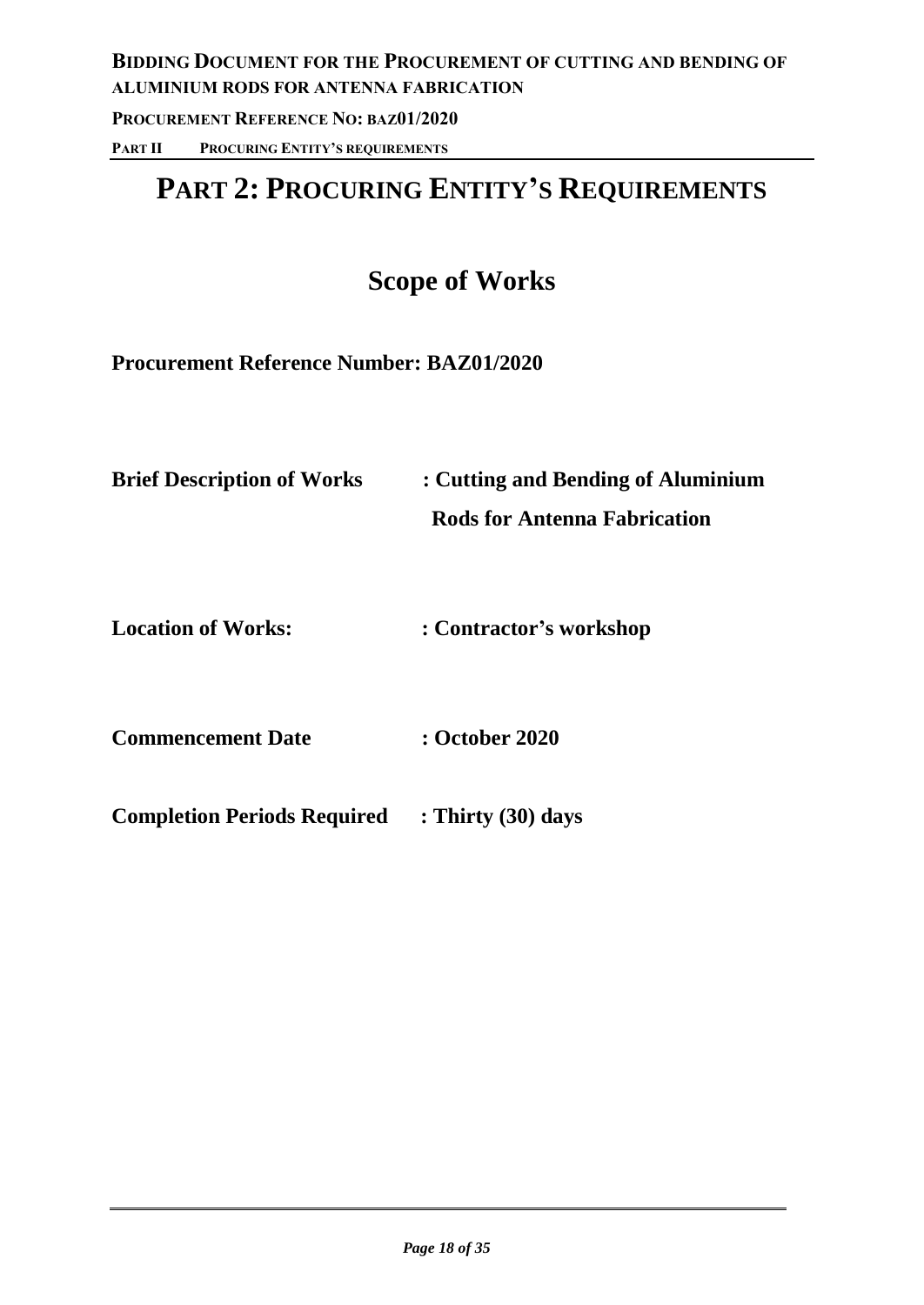# PART 2: PROCURING ENTITY'S REQUIREMENTS

## Scope of Works

**Procurement Reference Number: BAZ01/2020**

| | |
|---|---|
| **Brief Description of Works** | **: Cutting and Bending of Aluminium Rods for Antenna Fabrication** |
| **Location of Works:** | **: Contractor's workshop** |
| **Commencement Date** | **: October 2020** |
| **Completion Periods Required** | **: Thirty (30) days** |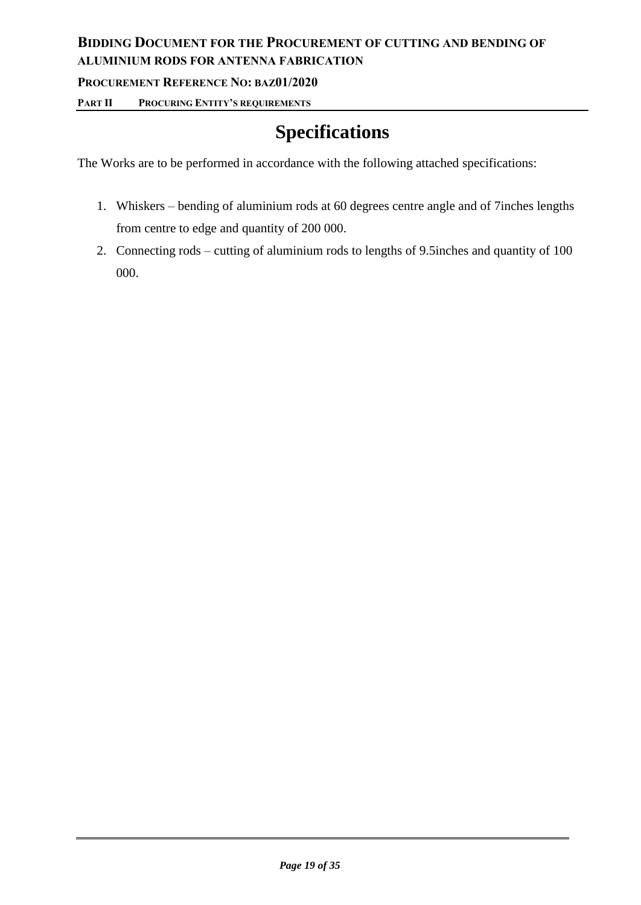# Specifications

The Works are to be performed in accordance with the following attached specifications:

1. Whiskers – bending of aluminium rods at 60 degrees centre angle and of 7inches lengths from centre to edge and quantity of 200 000.
2. Connecting rods – cutting of aluminium rods to lengths of 9.5inches and quantity of 100 000.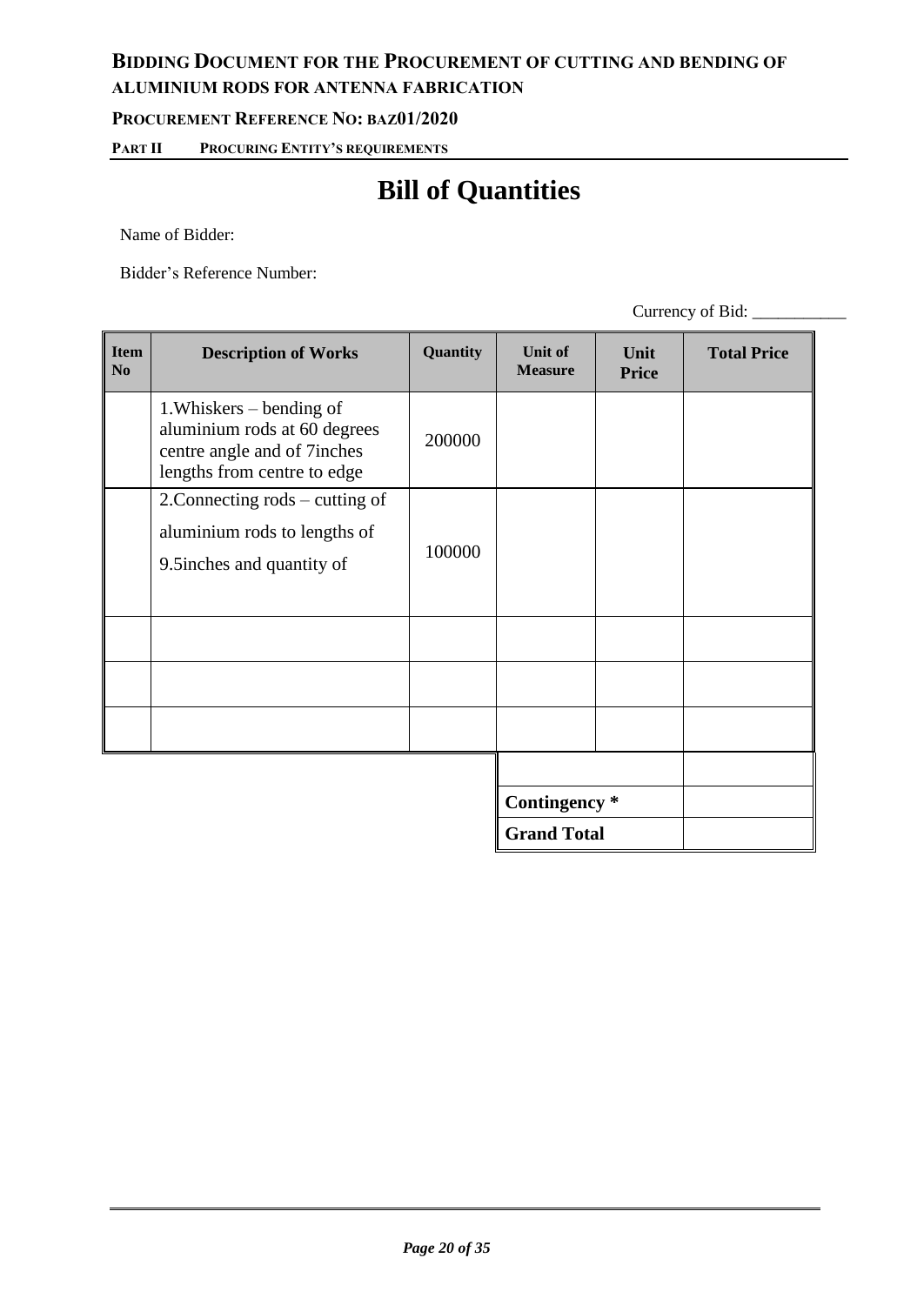# Bill of Quantities

Name of Bidder:

Bidder's Reference Number:

Currency of Bid: ___________

| Item No | Description of Works | Quantity | Unit of Measure | Unit Price | Total Price |
|---|---|---|---|---|---|
| | 1.Whiskers – bending of aluminium rods at 60 degrees centre angle and of 7inches lengths from centre to edge | 200000 | | | |
| | 2.Connecting rods – cutting of aluminium rods to lengths of 9.5inches and quantity of | 100000 | | | |
| | | | | | |
| | | | | | |
| | | | | | |
| | | | | | |
| | | | **Contingency \*** | | |
| | | | **Grand Total** | | |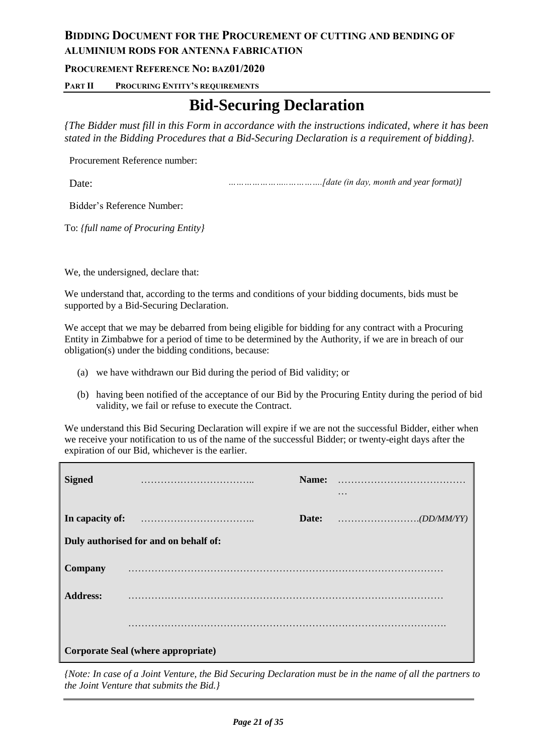# Bid-Securing Declaration

*{The Bidder must fill in this Form in accordance with the instructions indicated, where it has been stated in the Bidding Procedures that a Bid-Securing Declaration is a requirement of bidding}.*

Procurement Reference number:

Date: ……………………..…………*[date (in day, month and year format)]*

Bidder's Reference Number:

To: *{full name of Procuring Entity}*

We, the undersigned, declare that:

We understand that, according to the terms and conditions of your bidding documents, bids must be supported by a Bid-Securing Declaration.

We accept that we may be debarred from being eligible for bidding for any contract with a Procuring Entity in Zimbabwe for a period of time to be determined by the Authority, if we are in breach of our obligation(s) under the bidding conditions, because:

(a) we have withdrawn our Bid during the period of Bid validity; or

(b) having been notified of the acceptance of our Bid by the Procuring Entity during the period of bid validity, we fail or refuse to execute the Contract.

We understand this Bid Securing Declaration will expire if we are not the successful Bidder, either when we receive your notification to us of the name of the successful Bidder; or twenty-eight days after the expiration of our Bid, whichever is the earlier.

| | | | |
|---|---|---|---|
| **Signed** | …………………………….. | **Name:** | ……………………………………… |
| **In capacity of:** | …………………………….. | **Date:** | …………………….*(DD/MM/YY)* |
| **Duly authorised for and on behalf of:** | | | |
| **Company** | ……………………………………………………………………………… | | |
| **Address:** | ……………………………………………………………………………… | | |
| | ……………………………………………………………………………… | | |
| **Corporate Seal (where appropriate)** | | | |

*{Note: In case of a Joint Venture, the Bid Securing Declaration must be in the name of all the partners to the Joint Venture that submits the Bid.}*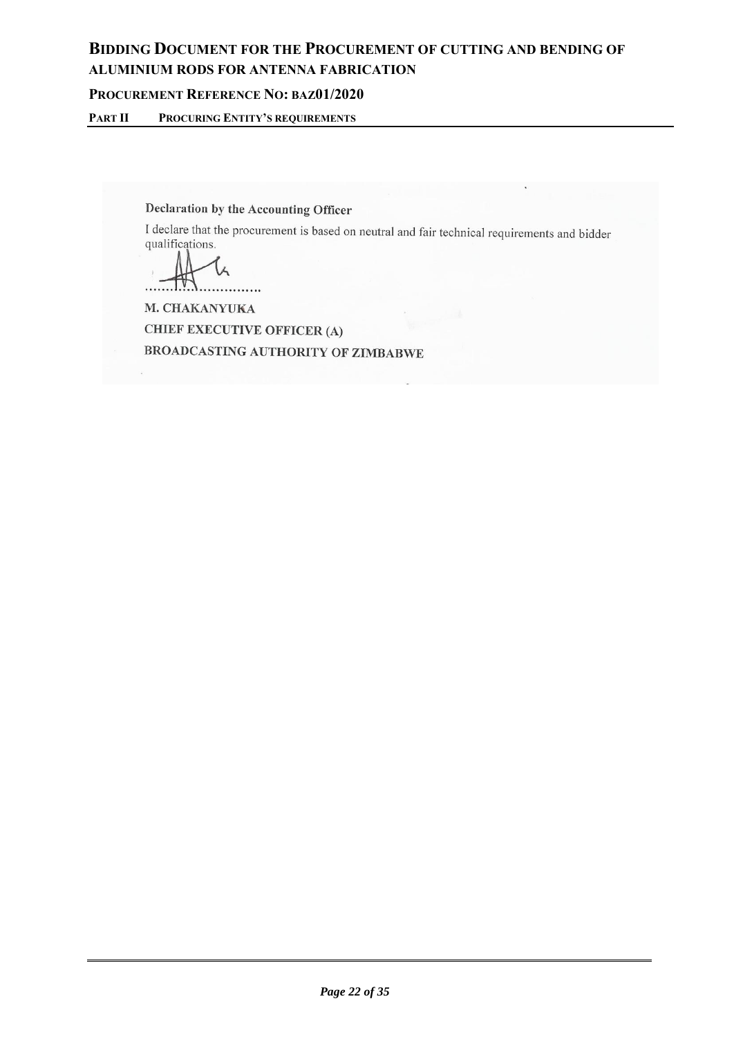**Declaration by the Accounting Officer**

I declare that the procurement is based on neutral and fair technical requirements and bidder qualifications.

..............................

**M. CHAKANYUKA**

**CHIEF EXECUTIVE OFFICER (A)**

**BROADCASTING AUTHORITY OF ZIMBABWE**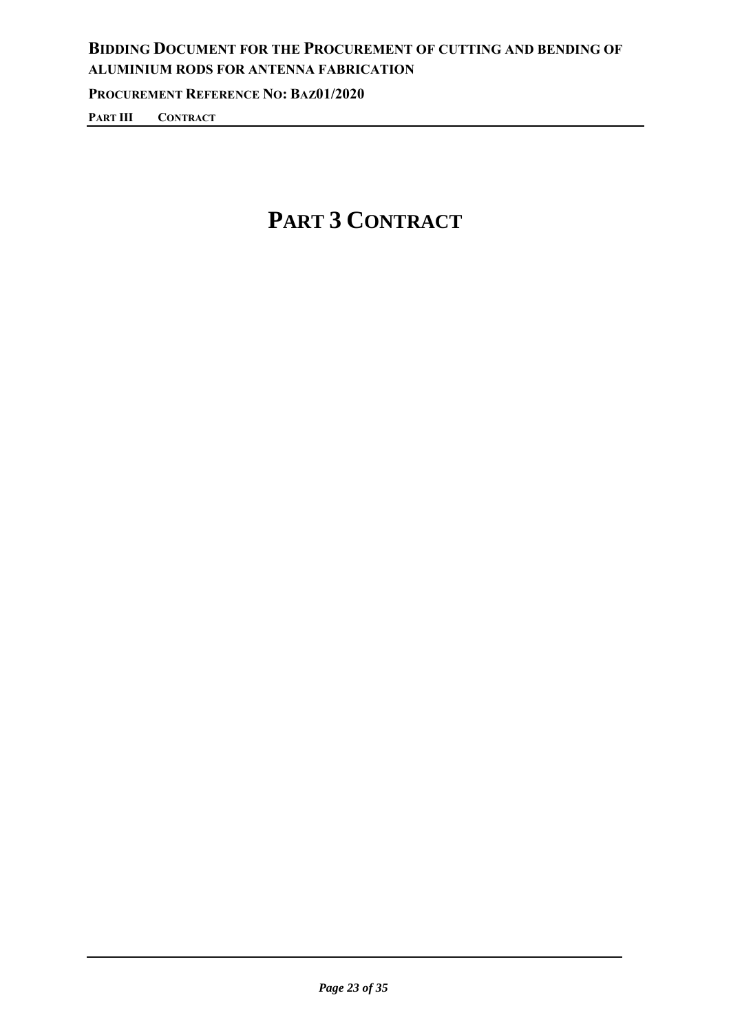# PART 3 CONTRACT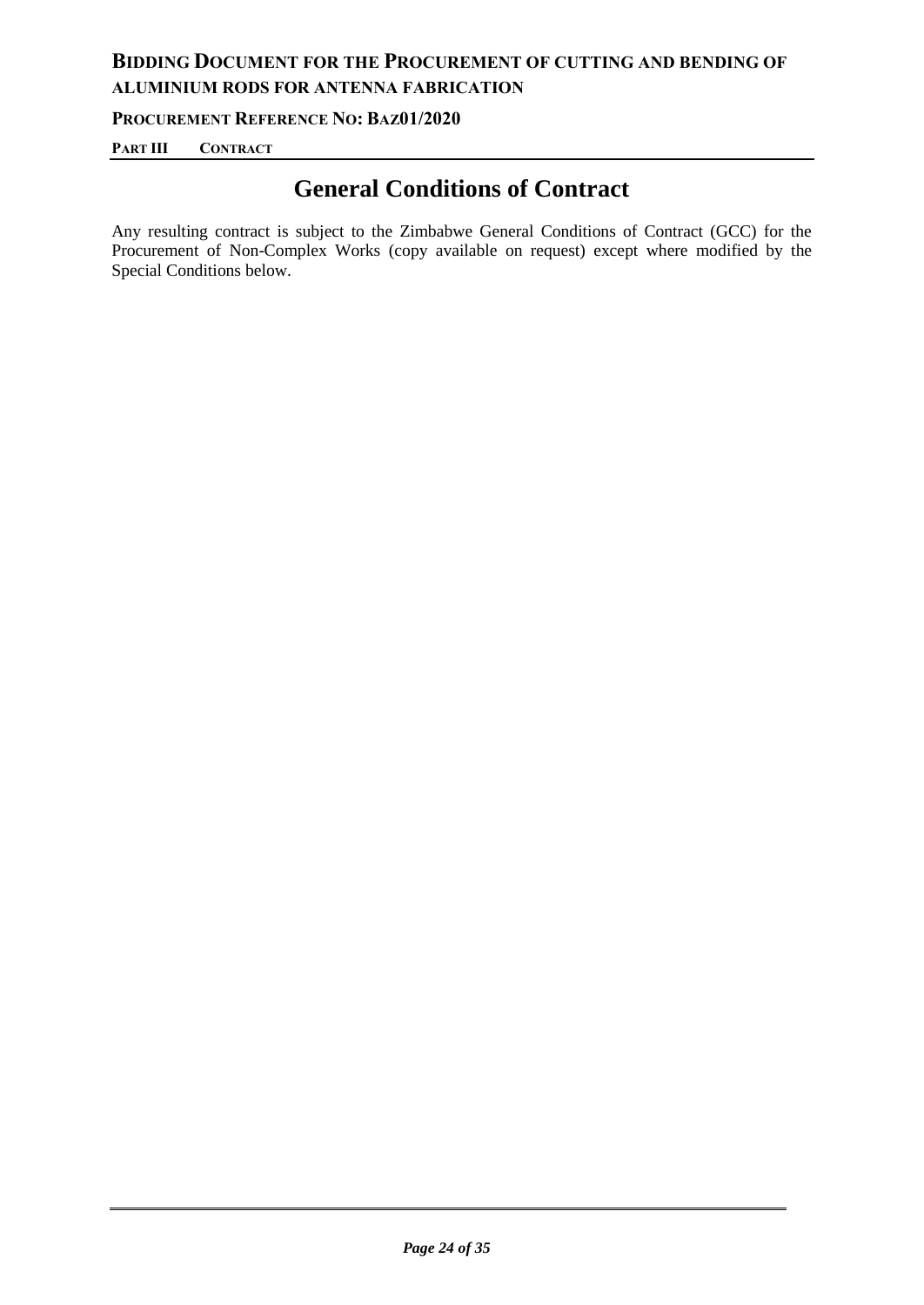# General Conditions of Contract

Any resulting contract is subject to the Zimbabwe General Conditions of Contract (GCC) for the Procurement of Non-Complex Works (copy available on request) except where modified by the Special Conditions below.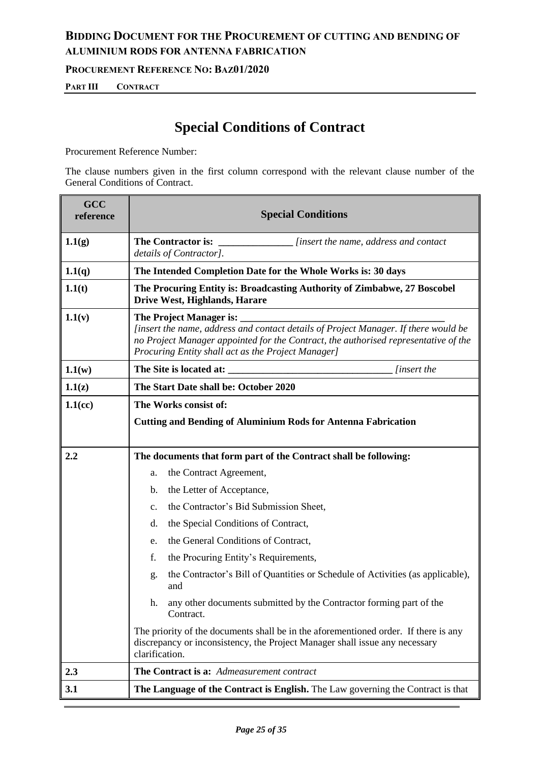# Special Conditions of Contract

Procurement Reference Number:

The clause numbers given in the first column correspond with the relevant clause number of the General Conditions of Contract.

| GCC reference | Special Conditions |
|---|---|
| **1.1(g)** | **The Contractor is: _______________** *[insert the name, address and contact details of Contractor].* |
| **1.1(q)** | **The Intended Completion Date for the Whole Works is: 30 days** |
| **1.1(t)** | **The Procuring Entity is: Broadcasting Authority of Zimbabwe, 27 Boscobel Drive West, Highlands, Harare** |
| **1.1(v)** | **The Project Manager is: ___________________________________________** *[insert the name, address and contact details of Project Manager. If there would be no Project Manager appointed for the Contract, the authorised representative of the Procuring Entity shall act as the Project Manager]* |
| **1.1(w)** | **The Site is located at: _________________________________** *[insert the* |
| **1.1(z)** | **The Start Date shall be: October 2020** |
| **1.1(cc)** | **The Works consist of:** <br> **Cutting and Bending of Aluminium Rods for Antenna Fabrication** |
| **2.2** | **The documents that form part of the Contract shall be following:** <br> a. the Contract Agreement, <br> b. the Letter of Acceptance, <br> c. the Contractor's Bid Submission Sheet, <br> d. the Special Conditions of Contract, <br> e. the General Conditions of Contract, <br> f. the Procuring Entity's Requirements, <br> g. the Contractor's Bill of Quantities or Schedule of Activities (as applicable), and <br> h. any other documents submitted by the Contractor forming part of the Contract. <br> The priority of the documents shall be in the aforementioned order. If there is any discrepancy or inconsistency, the Project Manager shall issue any necessary clarification. |
| **2.3** | **The Contract is a:** *Admeasurement contract* |
| **3.1** | **The Language of the Contract is English.** The Law governing the Contract is that |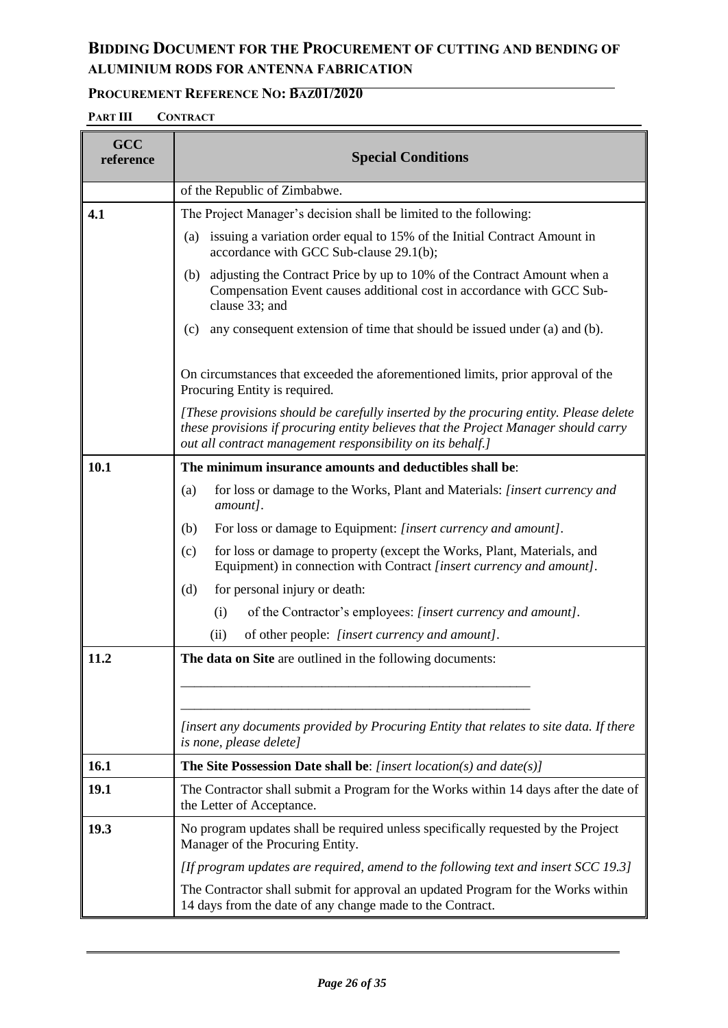| GCC reference | Special Conditions |
|---|---|
| | of the Republic of Zimbabwe. |
| **4.1** | The Project Manager's decision shall be limited to the following:<br>(a) issuing a variation order equal to 15% of the Initial Contract Amount in accordance with GCC Sub-clause 29.1(b);<br>(b) adjusting the Contract Price by up to 10% of the Contract Amount when a Compensation Event causes additional cost in accordance with GCC Sub-clause 33; and<br>(c) any consequent extension of time that should be issued under (a) and (b).<br><br>On circumstances that exceeded the aforementioned limits, prior approval of the Procuring Entity is required.<br>*[These provisions should be carefully inserted by the procuring entity. Please delete these provisions if procuring entity believes that the Project Manager should carry out all contract management responsibility on its behalf.]* |
| **10.1** | **The minimum insurance amounts and deductibles shall be**:<br>(a) for loss or damage to the Works, Plant and Materials: *[insert currency and amount]*.<br>(b) For loss or damage to Equipment: *[insert currency and amount]*.<br>(c) for loss or damage to property (except the Works, Plant, Materials, and Equipment) in connection with Contract *[insert currency and amount]*.<br>(d) for personal injury or death:<br>(i) of the Contractor's employees: *[insert currency and amount]*.<br>(ii) of other people: *[insert currency and amount]*. |
| **11.2** | **The data on Site** are outlined in the following documents:<br>\_\_\_\_\_\_\_\_\_\_\_\_\_\_\_\_\_\_\_\_\_\_\_\_\_\_\_\_\_\_\_\_\_\_\_\_\_\_\_\_<br>\_\_\_\_\_\_\_\_\_\_\_\_\_\_\_\_\_\_\_\_\_\_\_\_\_\_\_\_\_\_\_\_\_\_\_\_\_\_\_\_<br>*[insert any documents provided by Procuring Entity that relates to site data. If there is none, please delete]* |
| **16.1** | **The Site Possession Date shall be**: *[insert location(s) and date(s)]* |
| **19.1** | The Contractor shall submit a Program for the Works within 14 days after the date of the Letter of Acceptance. |
| **19.3** | No program updates shall be required unless specifically requested by the Project Manager of the Procuring Entity.<br>*[If program updates are required, amend to the following text and insert SCC 19.3]*<br>The Contractor shall submit for approval an updated Program for the Works within 14 days from the date of any change made to the Contract. |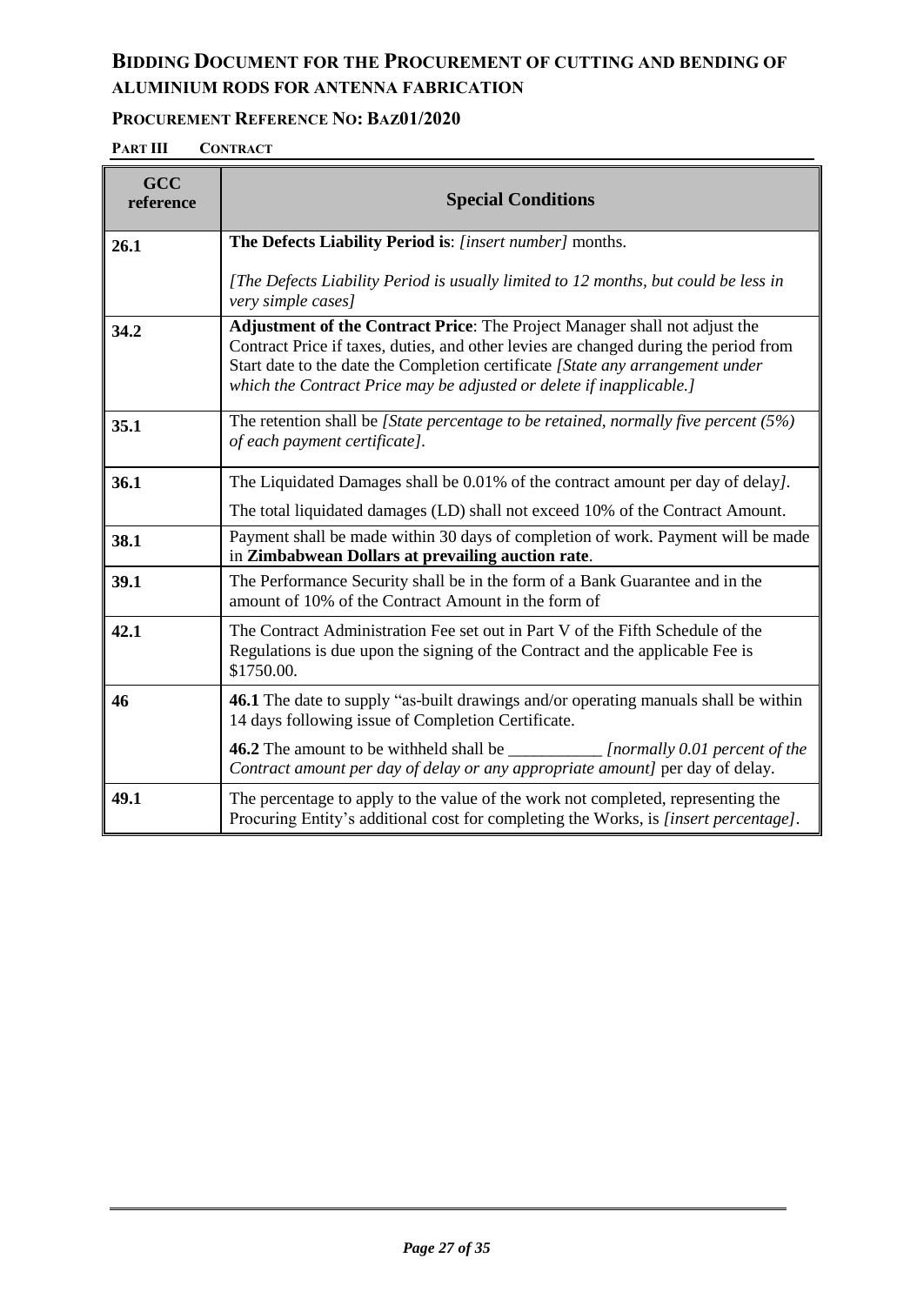## **BIDDING DOCUMENT FOR THE PROCUREMENT OF CUTTING AND BENDING OF ALUMINIUM RODS FOR ANTENNA FABRICATION**

### **PROCUREMENT REFERENCE NO: BAZ01/2020**

**PART III CONTRACT**

| GCC reference | Special Conditions |
|---|---|
| **26.1** | **The Defects Liability Period is**: *[insert number]* months. <br><br> *[The Defects Liability Period is usually limited to 12 months, but could be less in very simple cases]* |
| **34.2** | **Adjustment of the Contract Price**: The Project Manager shall not adjust the Contract Price if taxes, duties, and other levies are changed during the period from Start date to the date the Completion certificate *[State any arrangement under which the Contract Price may be adjusted or delete if inapplicable.]* |
| **35.1** | The retention shall be *[State percentage to be retained, normally five percent (5%) of each payment certificate]*. |
| **36.1** | The Liquidated Damages shall be 0.01% of the contract amount per day of delay*]*. <br><br> The total liquidated damages (LD) shall not exceed 10% of the Contract Amount. |
| **38.1** | Payment shall be made within 30 days of completion of work. Payment will be made in **Zimbabwean Dollars at prevailing auction rate**. |
| **39.1** | The Performance Security shall be in the form of a Bank Guarantee and in the amount of 10% of the Contract Amount in the form of |
| **42.1** | The Contract Administration Fee set out in Part V of the Fifth Schedule of the Regulations is due upon the signing of the Contract and the applicable Fee is \$1750.00. |
| **46** | **46.1** The date to supply "as-built drawings and/or operating manuals shall be within 14 days following issue of Completion Certificate. <br><br> **46.2** The amount to be withheld shall be ___________ *[normally 0.01 percent of the Contract amount per day of delay or any appropriate amount]* per day of delay. |
| **49.1** | The percentage to apply to the value of the work not completed, representing the Procuring Entity's additional cost for completing the Works, is *[insert percentage]*. |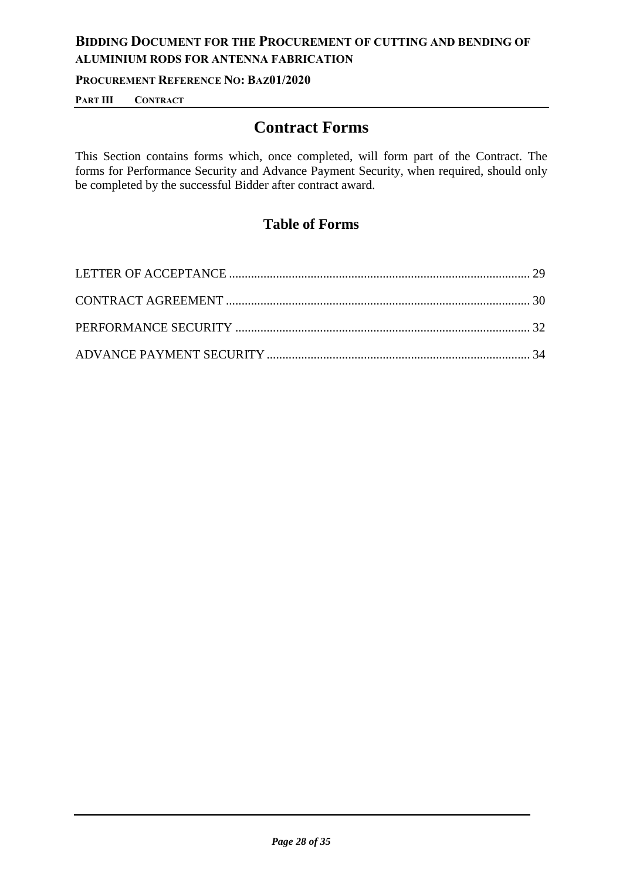# Contract Forms

This Section contains forms which, once completed, will form part of the Contract. The forms for Performance Security and Advance Payment Security, when required, should only be completed by the successful Bidder after contract award.

## Table of Forms

LETTER OF ACCEPTANCE ............................................................................................... 29

CONTRACT AGREEMENT ................................................................................................ 30

PERFORMANCE SECURITY ............................................................................................. 32

ADVANCE PAYMENT SECURITY ................................................................................... 34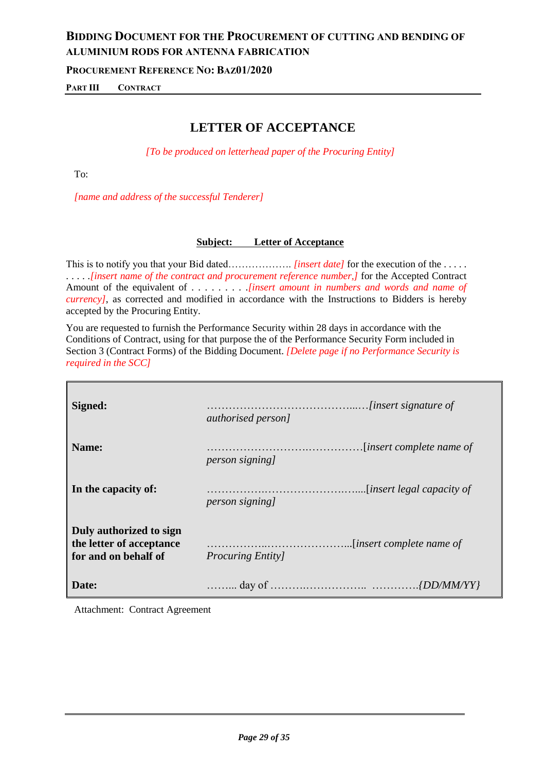# LETTER OF ACCEPTANCE

*[To be produced on letterhead paper of the Procuring Entity]*

To:

*[name and address of the successful Tenderer]*

**Subject: Letter of Acceptance**

This is to notify you that your Bid dated………………. *[insert date]* for the execution of the . . . . . . . . . .*[insert name of the contract and procurement reference number,]* for the Accepted Contract Amount of the equivalent of . . . . . . . . .*[insert amount in numbers and words and name of currency]*, as corrected and modified in accordance with the Instructions to Bidders is hereby accepted by the Procuring Entity.

You are requested to furnish the Performance Security within 28 days in accordance with the Conditions of Contract, using for that purpose the of the Performance Security Form included in Section 3 (Contract Forms) of the Bidding Document. *[Delete page if no Performance Security is required in the SCC]*

| | |
|---|---|
| **Signed:** | …………………………………..…*[insert signature of authorised person]* |
| **Name:** | …………………….……………[*insert complete name of person signing]* |
| **In the capacity of:** | …………….…………………….…...[*insert legal capacity of person signing]* |
| **Duly authorized to sign the letter of acceptance for and on behalf of** | ……………..…………………...[*insert complete name of Procuring Entity]* |
| **Date:** | ……... day of ……….…………….. ………….*{DD/MM/YY}* |

Attachment: Contract Agreement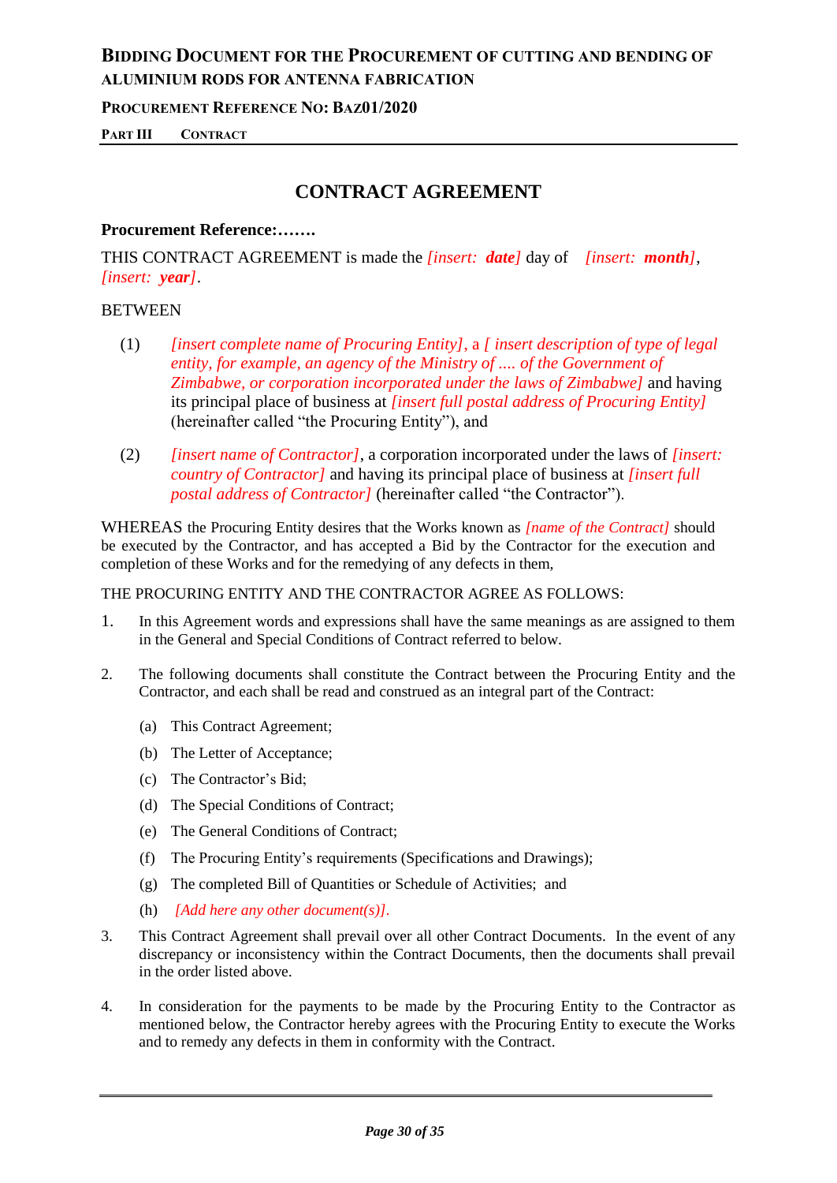# CONTRACT AGREEMENT

**Procurement Reference:…….**

THIS CONTRACT AGREEMENT is made the *[insert: **date**]* day of *[insert: **month**]*, *[insert: **year**]*.

BETWEEN

(1) *[insert complete name of Procuring Entity]*, a *[ insert description of type of legal entity, for example, an agency of the Ministry of .... of the Government of Zimbabwe, or corporation incorporated under the laws of Zimbabwe]* and having its principal place of business at *[insert full postal address of Procuring Entity]* (hereinafter called "the Procuring Entity"), and

(2) *[insert name of Contractor]*, a corporation incorporated under the laws of *[insert: country of Contractor]* and having its principal place of business at *[insert full postal address of Contractor]* (hereinafter called "the Contractor").

WHEREAS the Procuring Entity desires that the Works known as *[name of the Contract]* should be executed by the Contractor, and has accepted a Bid by the Contractor for the execution and completion of these Works and for the remedying of any defects in them,

THE PROCURING ENTITY AND THE CONTRACTOR AGREE AS FOLLOWS:

1. In this Agreement words and expressions shall have the same meanings as are assigned to them in the General and Special Conditions of Contract referred to below.

2. The following documents shall constitute the Contract between the Procuring Entity and the Contractor, and each shall be read and construed as an integral part of the Contract:

   (a) This Contract Agreement;

   (b) The Letter of Acceptance;

   (c) The Contractor's Bid;

   (d) The Special Conditions of Contract;

   (e) The General Conditions of Contract;

   (f) The Procuring Entity's requirements (Specifications and Drawings);

   (g) The completed Bill of Quantities or Schedule of Activities; and

   (h) *[Add here any other document(s)]*.

3. This Contract Agreement shall prevail over all other Contract Documents. In the event of any discrepancy or inconsistency within the Contract Documents, then the documents shall prevail in the order listed above.

4. In consideration for the payments to be made by the Procuring Entity to the Contractor as mentioned below, the Contractor hereby agrees with the Procuring Entity to execute the Works and to remedy any defects in them in conformity with the Contract.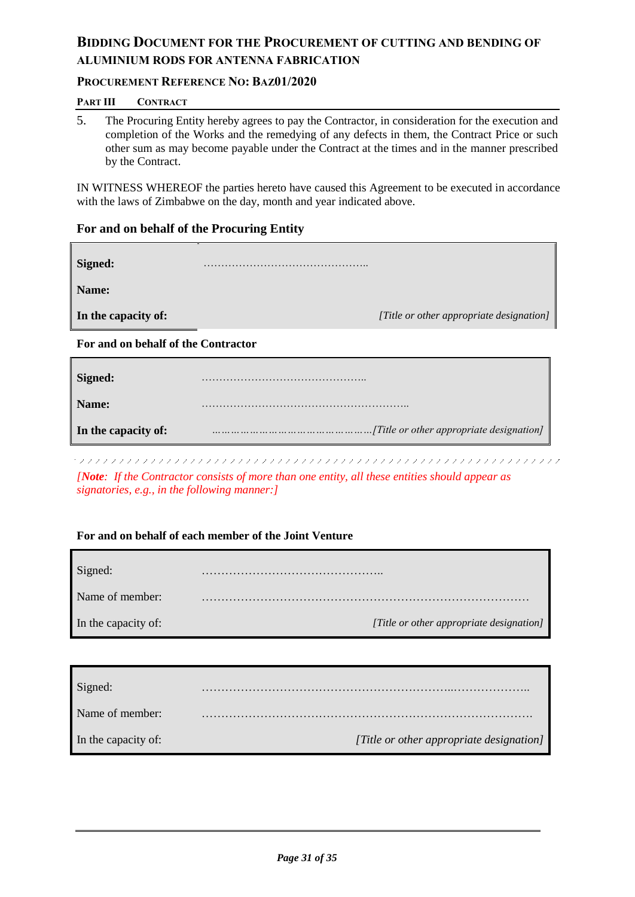5. The Procuring Entity hereby agrees to pay the Contractor, in consideration for the execution and completion of the Works and the remedying of any defects in them, the Contract Price or such other sum as may become payable under the Contract at the times and in the manner prescribed by the Contract.

IN WITNESS WHEREOF the parties hereto have caused this Agreement to be executed in accordance with the laws of Zimbabwe on the day, month and year indicated above.

### For and on behalf of the Procuring Entity

| | |
|---|---|
| **Signed:** | ……………………………………….. |
| **Name:** | |
| **In the capacity of:** | *[Title or other appropriate designation]* |

**For and on behalf of the Contractor**

| | |
|---|---|
| **Signed:** | ……………………………………….. |
| **Name:** | ……………………………………………….. |
| **In the capacity of:** | *………………………………………[Title or other appropriate designation]* |

*[**Note**: If the Contractor consists of more than one entity, all these entities should appear as signatories, e.g., in the following manner:]*

**For and on behalf of each member of the Joint Venture**

| | |
|---|---|
| Signed: | ……………………………………….. |
| Name of member: | ………………………………………………………………………… |
| In the capacity of: | *[Title or other appropriate designation]* |

| | |
|---|---|
| Signed: | …………………………………………………...……………….. |
| Name of member: | …………………………………………………………………………. |
| In the capacity of: | *[Title or other appropriate designation]* |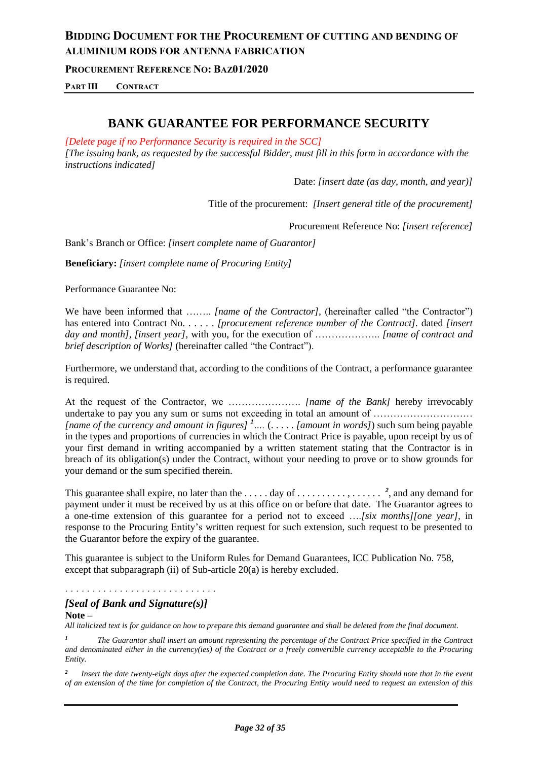# BANK GUARANTEE FOR PERFORMANCE SECURITY

*[Delete page if no Performance Security is required in the SCC]*

*[The issuing bank, as requested by the successful Bidder, must fill in this form in accordance with the instructions indicated]*

Date: *[insert date (as day, month, and year)]*

Title of the procurement: *[Insert general title of the procurement]*

Procurement Reference No: *[insert reference]*

Bank's Branch or Office: *[insert complete name of Guarantor]*

**Beneficiary:** *[insert complete name of Procuring Entity]*

Performance Guarantee No:

We have been informed that …….. *[name of the Contractor]*, (hereinafter called "the Contractor") has entered into Contract No. . . . . . *[procurement reference number of the Contract]*. dated *[insert day and month]*, *[insert year]*, with you, for the execution of ……………….. *[name of contract and brief description of Works]* (hereinafter called "the Contract").

Furthermore, we understand that, according to the conditions of the Contract, a performance guarantee is required.

At the request of the Contractor, we …………………. *[name of the Bank]* hereby irrevocably undertake to pay you any sum or sums not exceeding in total an amount of ………………………… *[name of the currency and amount in figures]* [1].... (. . . . . *[amount in words]*) such sum being payable in the types and proportions of currencies in which the Contract Price is payable, upon receipt by us of your first demand in writing accompanied by a written statement stating that the Contractor is in breach of its obligation(s) under the Contract, without your needing to prove or to show grounds for your demand or the sum specified therein.

This guarantee shall expire, no later than the . . . . . day of . . . . . . . . . , . . . . . . [2], and any demand for payment under it must be received by us at this office on or before that date. The Guarantor agrees to a one-time extension of this guarantee for a period not to exceed ….*[six months][one year]*, in response to the Procuring Entity's written request for such extension, such request to be presented to the Guarantor before the expiry of the guarantee.

This guarantee is subject to the Uniform Rules for Demand Guarantees, ICC Publication No. 758, except that subparagraph (ii) of Sub-article 20(a) is hereby excluded.

. . . . . . . . . . . . . . . . . . . . . . . . . . .

***[Seal of Bank and Signature(s)]***

**Note –**

*All italicized text is for guidance on how to prepare this demand guarantee and shall be deleted from the final document.*

[1] *The Guarantor shall insert an amount representing the percentage of the Contract Price specified in the Contract and denominated either in the currency(ies) of the Contract or a freely convertible currency acceptable to the Procuring Entity.*

[2] *Insert the date twenty-eight days after the expected completion date. The Procuring Entity should note that in the event of an extension of the time for completion of the Contract, the Procuring Entity would need to request an extension of this*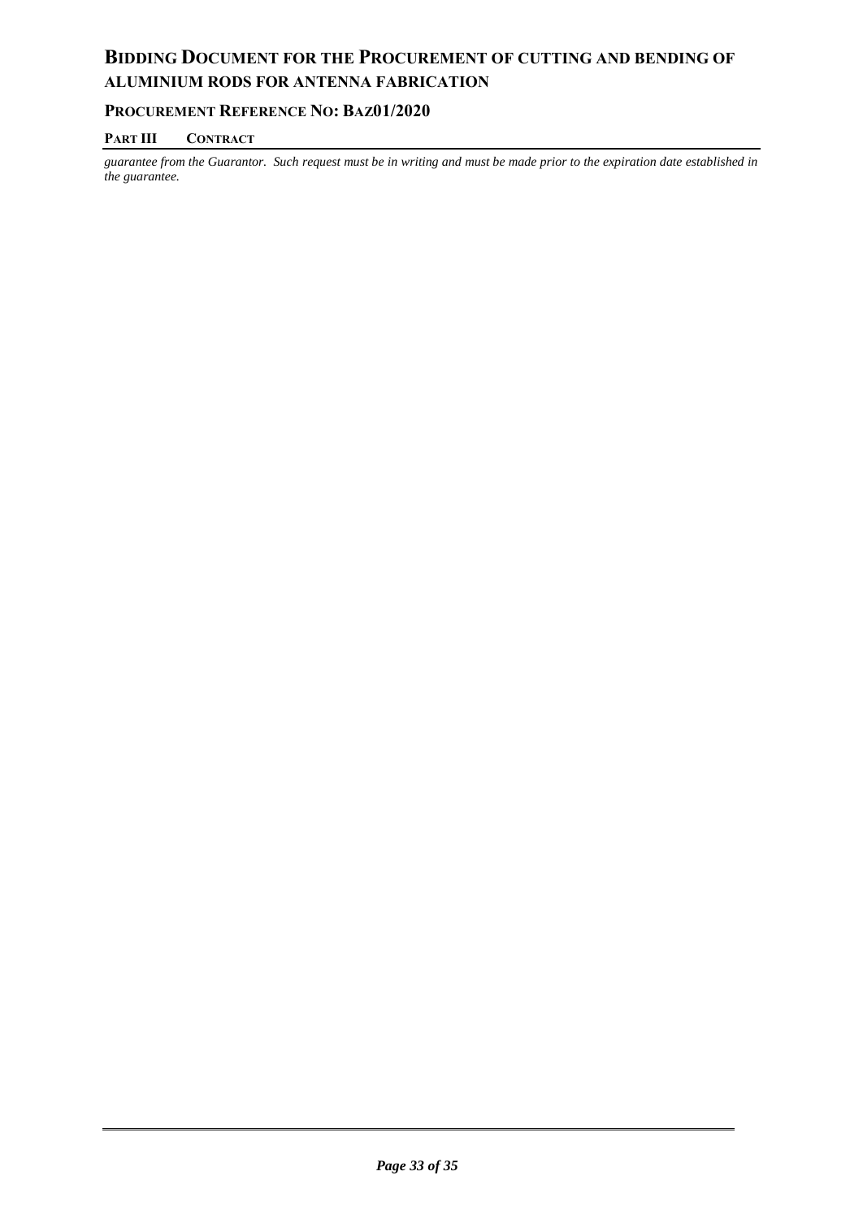*guarantee from the Guarantor. Such request must be in writing and must be made prior to the expiration date established in the guarantee.*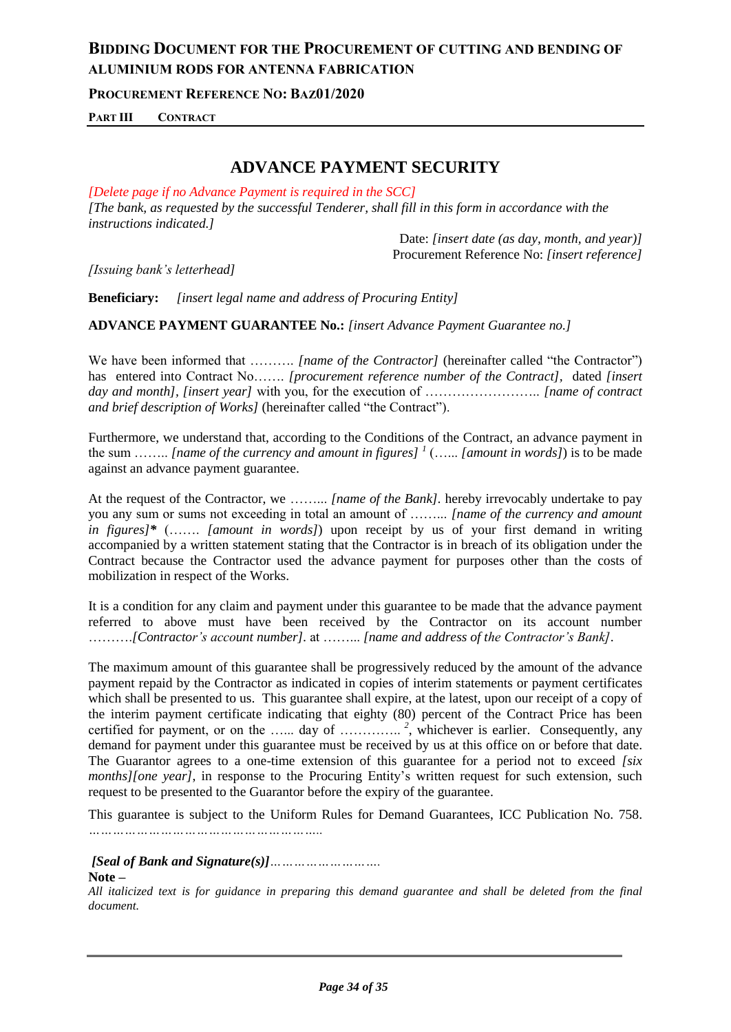# ADVANCE PAYMENT SECURITY

*[Delete page if no Advance Payment is required in the SCC]*
*[The bank, as requested by the successful Tenderer, shall fill in this form in accordance with the instructions indicated.]*

Date: *[insert date (as day, month, and year)]*
Procurement Reference No: *[insert reference]*

*[Issuing bank's letterhead]*

**Beneficiary:** *[insert legal name and address of Procuring Entity]*

**ADVANCE PAYMENT GUARANTEE No.:** *[insert Advance Payment Guarantee no.]*

We have been informed that ………. *[name of the Contractor]* (hereinafter called "the Contractor") has entered into Contract No……. *[procurement reference number of the Contract]*, dated *[insert day and month]*, *[insert year]* with you, for the execution of …………………….. *[name of contract and brief description of Works]* (hereinafter called "the Contract").

Furthermore, we understand that, according to the Conditions of the Contract, an advance payment in the sum …….. *[name of the currency and amount in figures]* [1] (…... *[amount in words]*) is to be made against an advance payment guarantee.

At the request of the Contractor, we ……... *[name of the Bank]*. hereby irrevocably undertake to pay you any sum or sums not exceeding in total an amount of ……... *[name of the currency and amount in figures]** (……. *[amount in words]*) upon receipt by us of your first demand in writing accompanied by a written statement stating that the Contractor is in breach of its obligation under the Contract because the Contractor used the advance payment for purposes other than the costs of mobilization in respect of the Works.

It is a condition for any claim and payment under this guarantee to be made that the advance payment referred to above must have been received by the Contractor on its account number ……….*[Contractor's account number]*. at ……... *[name and address of the Contractor's Bank]*.

The maximum amount of this guarantee shall be progressively reduced by the amount of the advance payment repaid by the Contractor as indicated in copies of interim statements or payment certificates which shall be presented to us. This guarantee shall expire, at the latest, upon our receipt of a copy of the interim payment certificate indicating that eighty (80) percent of the Contract Price has been certified for payment, or on the …... day of ………….. [2], whichever is earlier. Consequently, any demand for payment under this guarantee must be received by us at this office on or before that date. The Guarantor agrees to a one-time extension of this guarantee for a period not to exceed *[six months][one year]*, in response to the Procuring Entity's written request for such extension, such request to be presented to the Guarantor before the expiry of the guarantee.

This guarantee is subject to the Uniform Rules for Demand Guarantees, ICC Publication No. 758. ………………………………………………..

***[Seal of Bank and Signature(s)]****……………………..*

**Note –**
*All italicized text is for guidance in preparing this demand guarantee and shall be deleted from the final document.*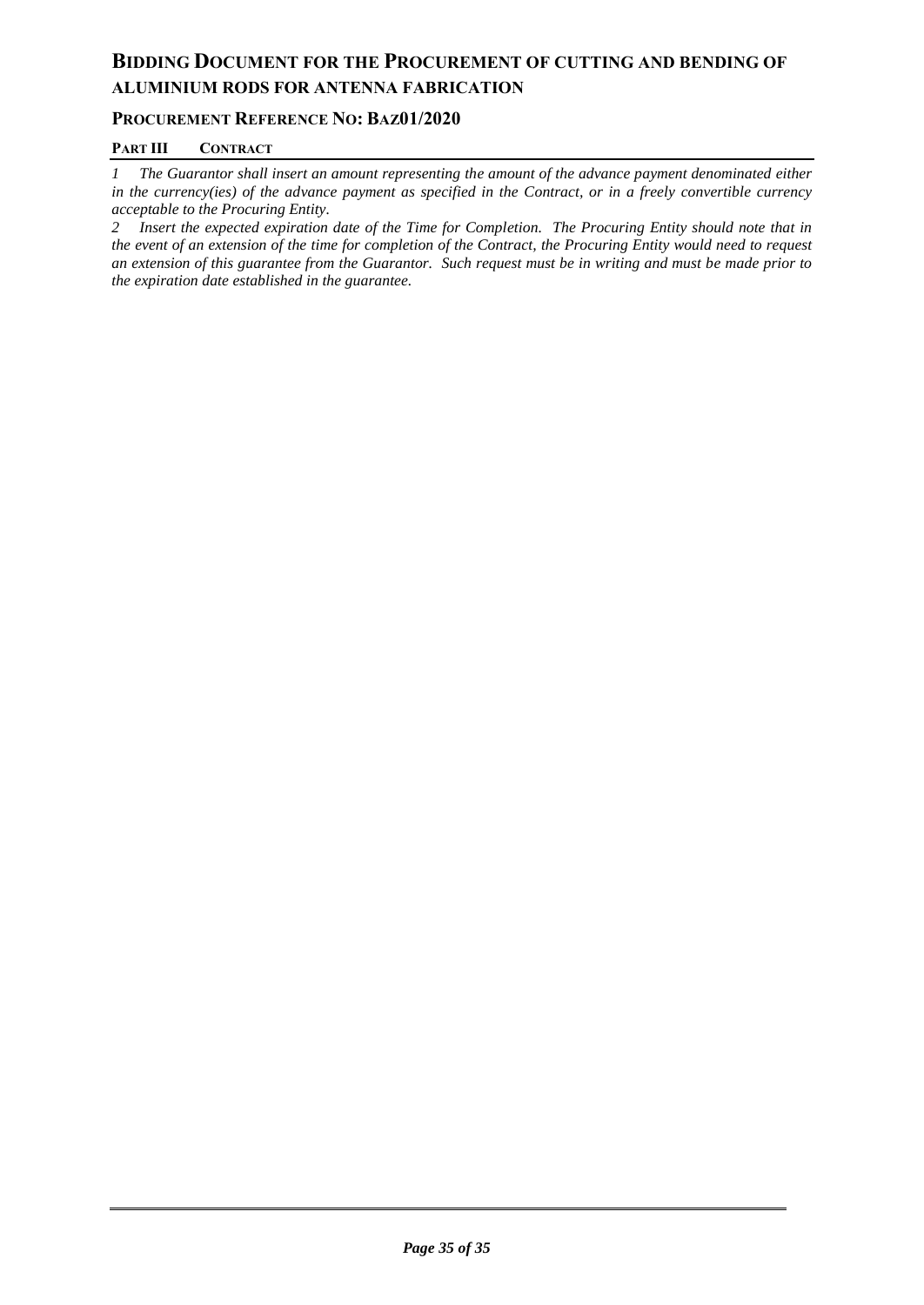*1 The Guarantor shall insert an amount representing the amount of the advance payment denominated either in the currency(ies) of the advance payment as specified in the Contract, or in a freely convertible currency acceptable to the Procuring Entity.*

*2 Insert the expected expiration date of the Time for Completion. The Procuring Entity should note that in the event of an extension of the time for completion of the Contract, the Procuring Entity would need to request an extension of this guarantee from the Guarantor. Such request must be in writing and must be made prior to the expiration date established in the guarantee.*